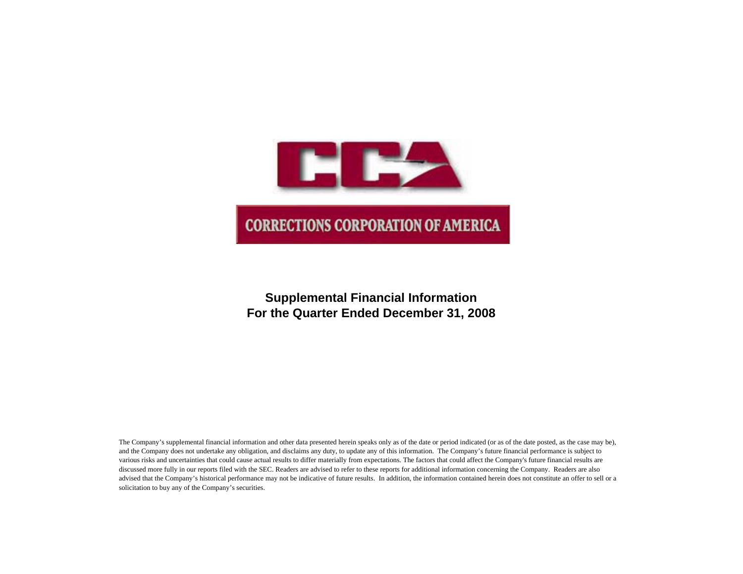CCA

CORRECTIONS CORPORATION OF AMERICA

# Supplemental Financial Information
# For the Quarter Ended December 31, 2008

The Company's supplemental financial information and other data presented herein speaks only as of the date or period indicated (or as of the date posted, as the case may be), and the Company does not undertake any obligation, and disclaims any duty, to update any of this information. The Company's future financial performance is subject to various risks and uncertainties that could cause actual results to differ materially from expectations. The factors that could affect the Company's future financial results are discussed more fully in our reports filed with the SEC. Readers are advised to refer to these reports for additional information concerning the Company. Readers are also advised that the Company's historical performance may not be indicative of future results. In addition, the information contained herein does not constitute an offer to sell or a solicitation to buy any of the Company's securities.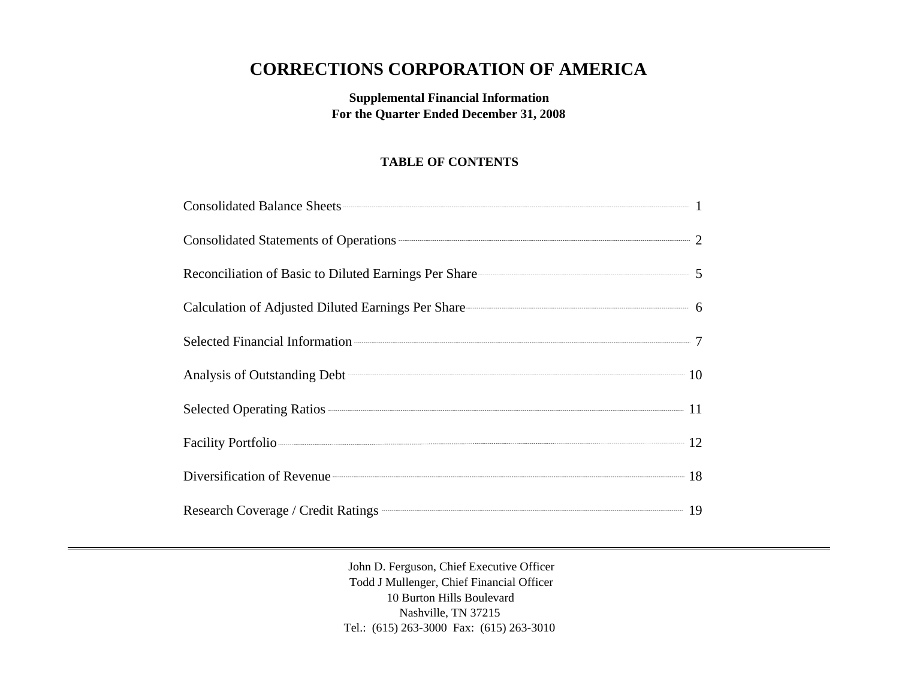# CORRECTIONS CORPORATION OF AMERICA

**Supplemental Financial Information**
**For the Quarter Ended December 31, 2008**

### TABLE OF CONTENTS

| | |
|---|---|
| Consolidated Balance Sheets | 1 |
| Consolidated Statements of Operations | 2 |
| Reconciliation of Basic to Diluted Earnings Per Share | 5 |
| Calculation of Adjusted Diluted Earnings Per Share | 6 |
| Selected Financial Information | 7 |
| Analysis of Outstanding Debt | 10 |
| Selected Operating Ratios | 11 |
| Facility Portfolio | 12 |
| Diversification of Revenue | 18 |
| Research Coverage / Credit Ratings | 19 |

---

John D. Ferguson, Chief Executive Officer
Todd J Mullenger, Chief Financial Officer
10 Burton Hills Boulevard
Nashville, TN 37215
Tel.: (615) 263-3000 Fax: (615) 263-3010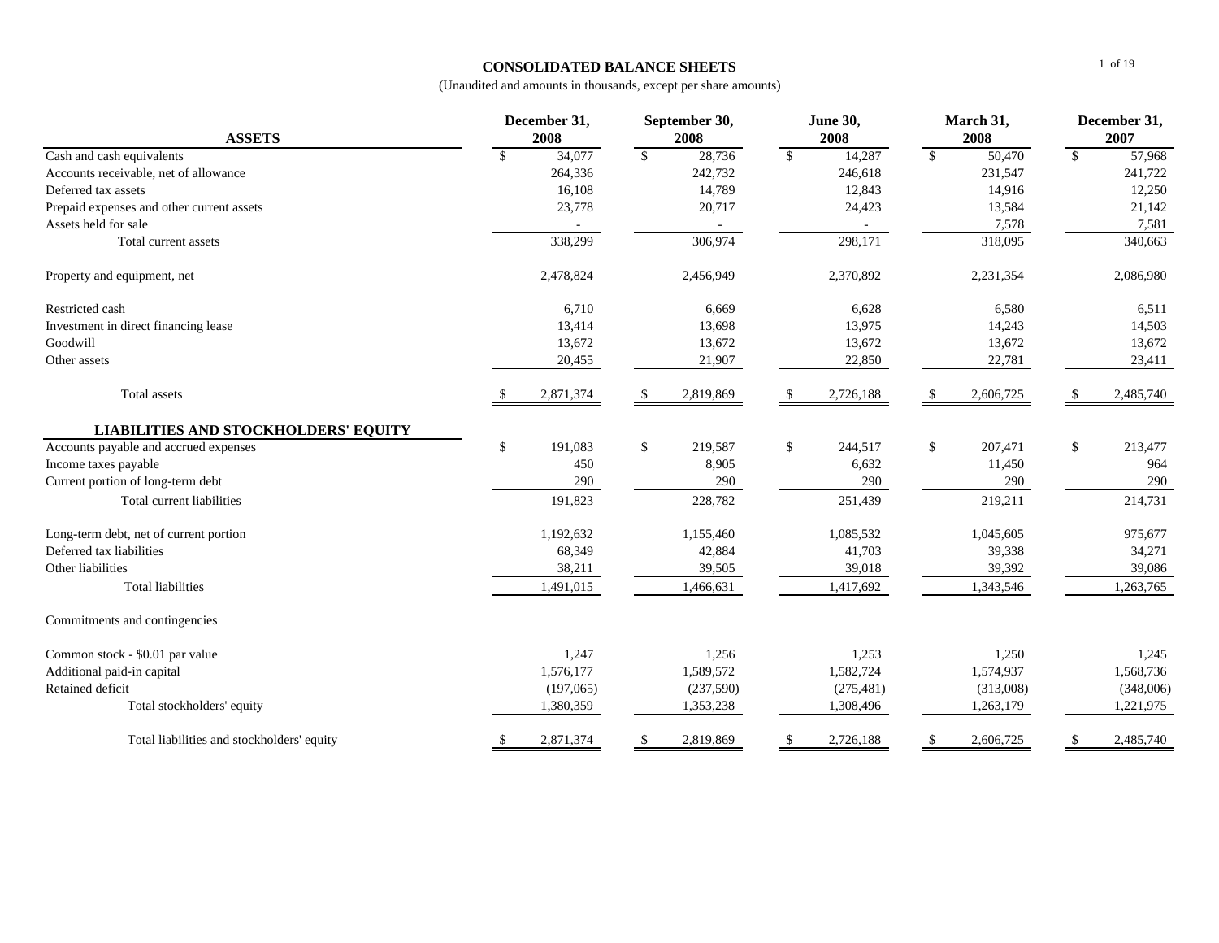# CONSOLIDATED BALANCE SHEETS

(Unaudited and amounts in thousands, except per share amounts)

| ASSETS | December 31, 2008 | September 30, 2008 | June 30, 2008 | March 31, 2008 | December 31, 2007 |
|---|---|---|---|---|---|
| Cash and cash equivalents | $ 34,077 | $ 28,736 | $ 14,287 | $ 50,470 | $ 57,968 |
| Accounts receivable, net of allowance | 264,336 | 242,732 | 246,618 | 231,547 | 241,722 |
| Deferred tax assets | 16,108 | 14,789 | 12,843 | 14,916 | 12,250 |
| Prepaid expenses and other current assets | 23,778 | 20,717 | 24,423 | 13,584 | 21,142 |
| Assets held for sale | - | - | - | 7,578 | 7,581 |
| Total current assets | 338,299 | 306,974 | 298,171 | 318,095 | 340,663 |
| | | | | | |
| Property and equipment, net | 2,478,824 | 2,456,949 | 2,370,892 | 2,231,354 | 2,086,980 |
| | | | | | |
| Restricted cash | 6,710 | 6,669 | 6,628 | 6,580 | 6,511 |
| Investment in direct financing lease | 13,414 | 13,698 | 13,975 | 14,243 | 14,503 |
| Goodwill | 13,672 | 13,672 | 13,672 | 13,672 | 13,672 |
| Other assets | 20,455 | 21,907 | 22,850 | 22,781 | 23,411 |
| | | | | | |
| Total assets | $ 2,871,374 | $ 2,819,869 | $ 2,726,188 | $ 2,606,725 | $ 2,485,740 |
| | | | | | |
| **LIABILITIES AND STOCKHOLDERS' EQUITY** | | | | | |
| Accounts payable and accrued expenses | $ 191,083 | $ 219,587 | $ 244,517 | $ 207,471 | $ 213,477 |
| Income taxes payable | 450 | 8,905 | 6,632 | 11,450 | 964 |
| Current portion of long-term debt | 290 | 290 | 290 | 290 | 290 |
| Total current liabilities | 191,823 | 228,782 | 251,439 | 219,211 | 214,731 |
| | | | | | |
| Long-term debt, net of current portion | 1,192,632 | 1,155,460 | 1,085,532 | 1,045,605 | 975,677 |
| Deferred tax liabilities | 68,349 | 42,884 | 41,703 | 39,338 | 34,271 |
| Other liabilities | 38,211 | 39,505 | 39,018 | 39,392 | 39,086 |
| Total liabilities | 1,491,015 | 1,466,631 | 1,417,692 | 1,343,546 | 1,263,765 |
| | | | | | |
| Commitments and contingencies | | | | | |
| | | | | | |
| Common stock - $0.01 par value | 1,247 | 1,256 | 1,253 | 1,250 | 1,245 |
| Additional paid-in capital | 1,576,177 | 1,589,572 | 1,582,724 | 1,574,937 | 1,568,736 |
| Retained deficit | (197,065) | (237,590) | (275,481) | (313,008) | (348,006) |
| Total stockholders' equity | 1,380,359 | 1,353,238 | 1,308,496 | 1,263,179 | 1,221,975 |
| | | | | | |
| Total liabilities and stockholders' equity | $ 2,871,374 | $ 2,819,869 | $ 2,726,188 | $ 2,606,725 | $ 2,485,740 |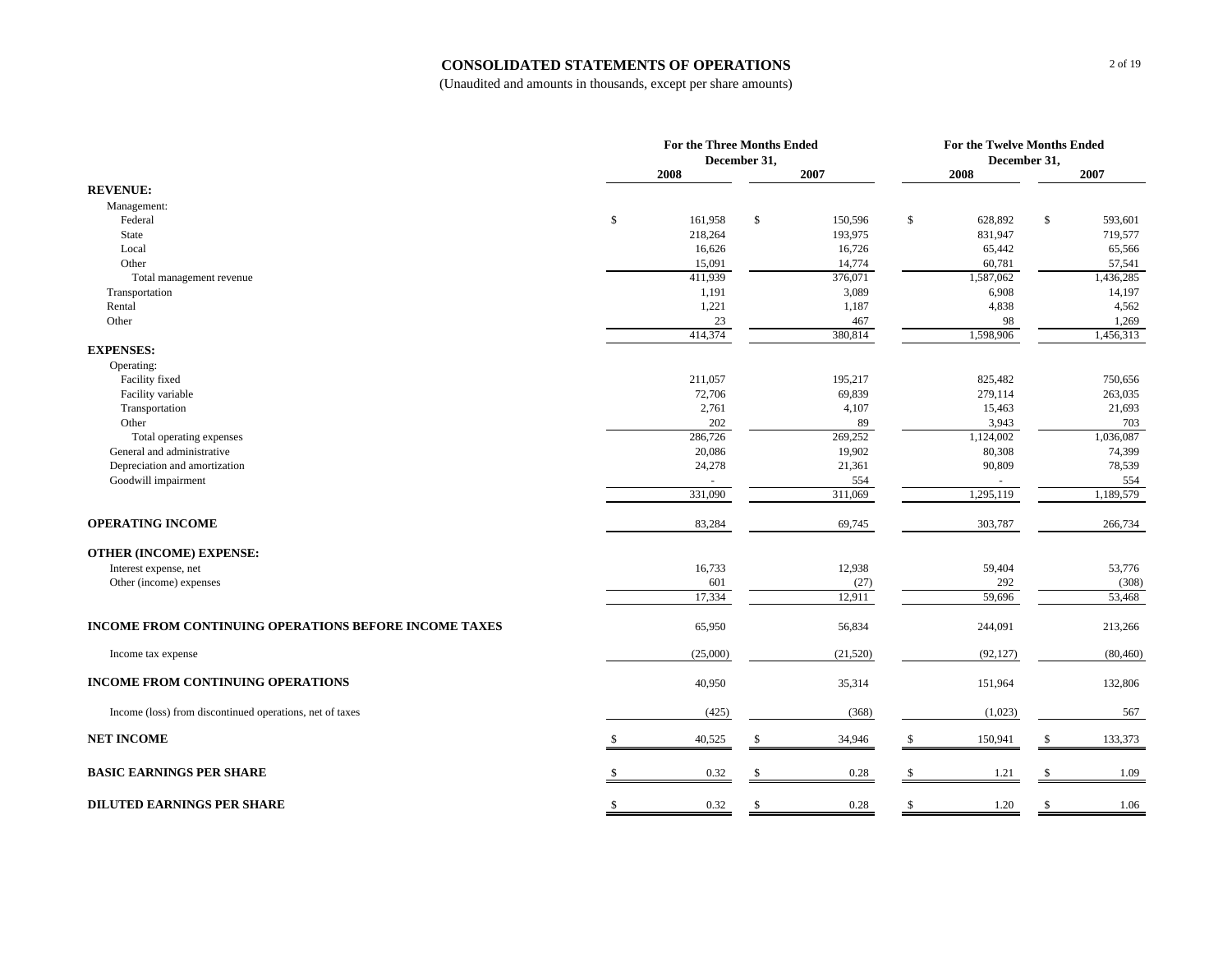# CONSOLIDATED STATEMENTS OF OPERATIONS

(Unaudited and amounts in thousands, except per share amounts)

| | For the Three Months Ended December 31, | | For the Twelve Months Ended December 31, | |
|---|---|---|---|---|
| | 2008 | 2007 | 2008 | 2007 |
| **REVENUE:** | | | | |
| Management: | | | | |
| Federal | $ 161,958 | $ 150,596 | $ 628,892 | $ 593,601 |
| State | 218,264 | 193,975 | 831,947 | 719,577 |
| Local | 16,626 | 16,726 | 65,442 | 65,566 |
| Other | 15,091 | 14,774 | 60,781 | 57,541 |
| Total management revenue | 411,939 | 376,071 | 1,587,062 | 1,436,285 |
| Transportation | 1,191 | 3,089 | 6,908 | 14,197 |
| Rental | 1,221 | 1,187 | 4,838 | 4,562 |
| Other | 23 | 467 | 98 | 1,269 |
| | 414,374 | 380,814 | 1,598,906 | 1,456,313 |
| **EXPENSES:** | | | | |
| Operating: | | | | |
| Facility fixed | 211,057 | 195,217 | 825,482 | 750,656 |
| Facility variable | 72,706 | 69,839 | 279,114 | 263,035 |
| Transportation | 2,761 | 4,107 | 15,463 | 21,693 |
| Other | 202 | 89 | 3,943 | 703 |
| Total operating expenses | 286,726 | 269,252 | 1,124,002 | 1,036,087 |
| General and administrative | 20,086 | 19,902 | 80,308 | 74,399 |
| Depreciation and amortization | 24,278 | 21,361 | 90,809 | 78,539 |
| Goodwill impairment | - | 554 | - | 554 |
| | 331,090 | 311,069 | 1,295,119 | 1,189,579 |
| **OPERATING INCOME** | 83,284 | 69,745 | 303,787 | 266,734 |
| **OTHER (INCOME) EXPENSE:** | | | | |
| Interest expense, net | 16,733 | 12,938 | 59,404 | 53,776 |
| Other (income) expenses | 601 | (27) | 292 | (308) |
| | 17,334 | 12,911 | 59,696 | 53,468 |
| **INCOME FROM CONTINUING OPERATIONS BEFORE INCOME TAXES** | 65,950 | 56,834 | 244,091 | 213,266 |
| Income tax expense | (25,000) | (21,520) | (92,127) | (80,460) |
| **INCOME FROM CONTINUING OPERATIONS** | 40,950 | 35,314 | 151,964 | 132,806 |
| Income (loss) from discontinued operations, net of taxes | (425) | (368) | (1,023) | 567 |
| **NET INCOME** | $ 40,525 | $ 34,946 | $ 150,941 | $ 133,373 |
| **BASIC EARNINGS PER SHARE** | $ 0.32 | $ 0.28 | $ 1.21 | $ 1.09 |
| **DILUTED EARNINGS PER SHARE** | $ 0.32 | $ 0.28 | $ 1.20 | $ 1.06 |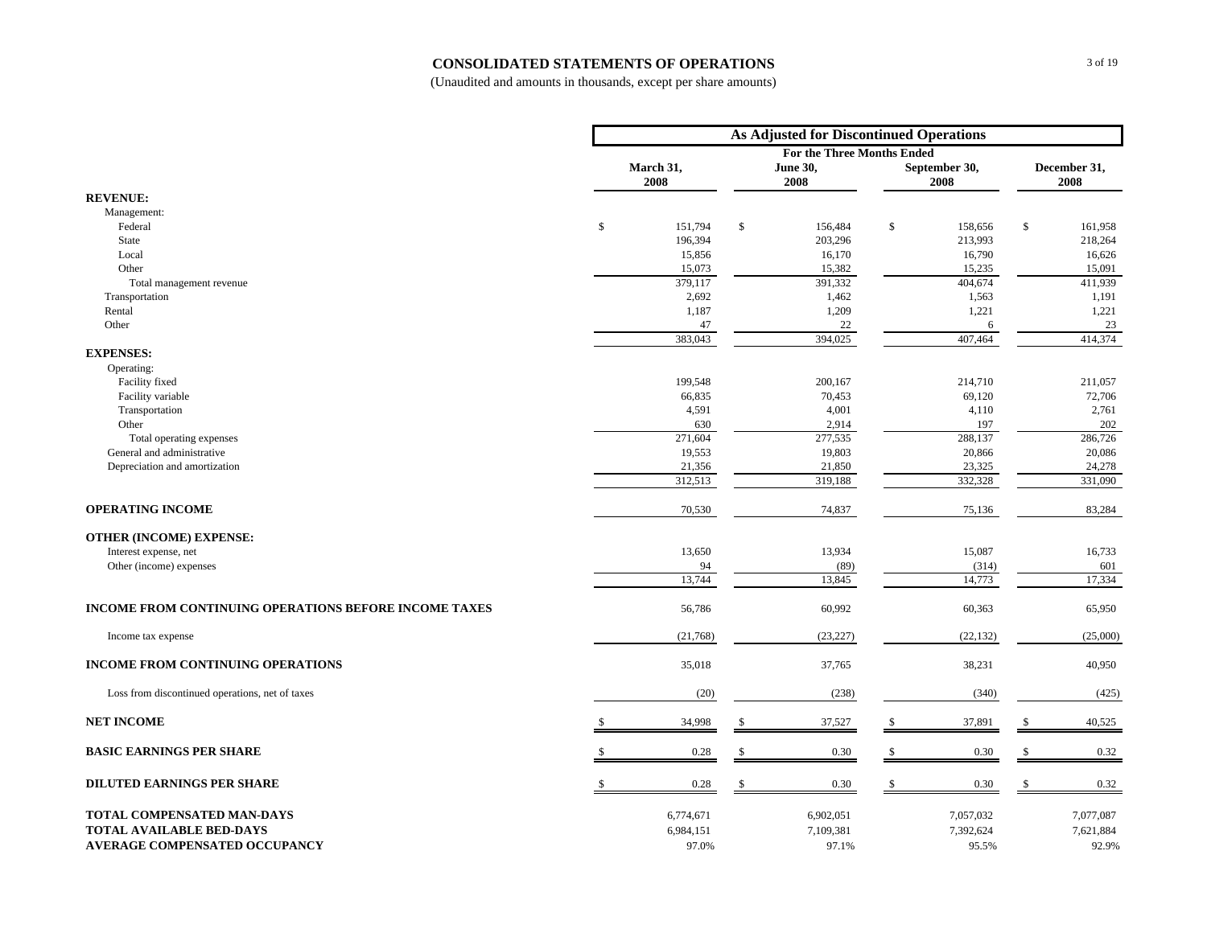# CONSOLIDATED STATEMENTS OF OPERATIONS

(Unaudited and amounts in thousands, except per share amounts)

| | As Adjusted for Discontinued Operations | | | |
|---|---|---|---|---|
| | For the Three Months Ended | | | |
| | March 31, 2008 | June 30, 2008 | September 30, 2008 | December 31, 2008 |
| **REVENUE:** | | | | |
| Management: | | | | |
| Federal | $ 151,794 | $ 156,484 | $ 158,656 | $ 161,958 |
| State | 196,394 | 203,296 | 213,993 | 218,264 |
| Local | 15,856 | 16,170 | 16,790 | 16,626 |
| Other | 15,073 | 15,382 | 15,235 | 15,091 |
| Total management revenue | 379,117 | 391,332 | 404,674 | 411,939 |
| Transportation | 2,692 | 1,462 | 1,563 | 1,191 |
| Rental | 1,187 | 1,209 | 1,221 | 1,221 |
| Other | 47 | 22 | 6 | 23 |
| | 383,043 | 394,025 | 407,464 | 414,374 |
| **EXPENSES:** | | | | |
| Operating: | | | | |
| Facility fixed | 199,548 | 200,167 | 214,710 | 211,057 |
| Facility variable | 66,835 | 70,453 | 69,120 | 72,706 |
| Transportation | 4,591 | 4,001 | 4,110 | 2,761 |
| Other | 630 | 2,914 | 197 | 202 |
| Total operating expenses | 271,604 | 277,535 | 288,137 | 286,726 |
| General and administrative | 19,553 | 19,803 | 20,866 | 20,086 |
| Depreciation and amortization | 21,356 | 21,850 | 23,325 | 24,278 |
| | 312,513 | 319,188 | 332,328 | 331,090 |
| **OPERATING INCOME** | 70,530 | 74,837 | 75,136 | 83,284 |
| **OTHER (INCOME) EXPENSE:** | | | | |
| Interest expense, net | 13,650 | 13,934 | 15,087 | 16,733 |
| Other (income) expenses | 94 | (89) | (314) | 601 |
| | 13,744 | 13,845 | 14,773 | 17,334 |
| **INCOME FROM CONTINUING OPERATIONS BEFORE INCOME TAXES** | 56,786 | 60,992 | 60,363 | 65,950 |
| Income tax expense | (21,768) | (23,227) | (22,132) | (25,000) |
| **INCOME FROM CONTINUING OPERATIONS** | 35,018 | 37,765 | 38,231 | 40,950 |
| Loss from discontinued operations, net of taxes | (20) | (238) | (340) | (425) |
| **NET INCOME** | $ 34,998 | $ 37,527 | $ 37,891 | $ 40,525 |
| **BASIC EARNINGS PER SHARE** | $ 0.28 | $ 0.30 | $ 0.30 | $ 0.32 |
| **DILUTED EARNINGS PER SHARE** | $ 0.28 | $ 0.30 | $ 0.30 | $ 0.32 |
| **TOTAL COMPENSATED MAN-DAYS** | 6,774,671 | 6,902,051 | 7,057,032 | 7,077,087 |
| **TOTAL AVAILABLE BED-DAYS** | 6,984,151 | 7,109,381 | 7,392,624 | 7,621,884 |
| **AVERAGE COMPENSATED OCCUPANCY** | 97.0% | 97.1% | 95.5% | 92.9% |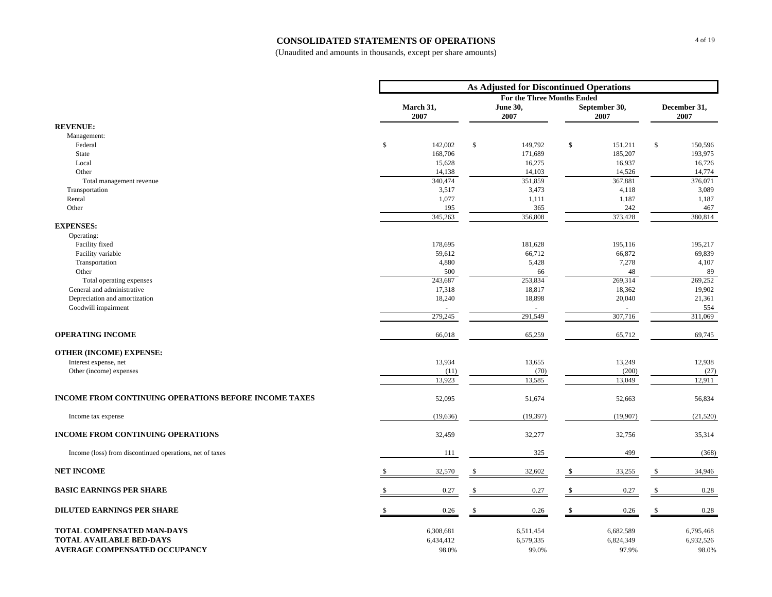# CONSOLIDATED STATEMENTS OF OPERATIONS

(Unaudited and amounts in thousands, except per share amounts)

| | As Adjusted for Discontinued Operations | | | |
|---|---|---|---|---|
| | For the Three Months Ended | | | |
| | March 31, 2007 | June 30, 2007 | September 30, 2007 | December 31, 2007 |
| **REVENUE:** | | | | |
| Management: | | | | |
| Federal | $ 142,002 | $ 149,792 | $ 151,211 | $ 150,596 |
| State | 168,706 | 171,689 | 185,207 | 193,975 |
| Local | 15,628 | 16,275 | 16,937 | 16,726 |
| Other | 14,138 | 14,103 | 14,526 | 14,774 |
| Total management revenue | 340,474 | 351,859 | 367,881 | 376,071 |
| Transportation | 3,517 | 3,473 | 4,118 | 3,089 |
| Rental | 1,077 | 1,111 | 1,187 | 1,187 |
| Other | 195 | 365 | 242 | 467 |
| | 345,263 | 356,808 | 373,428 | 380,814 |
| **EXPENSES:** | | | | |
| Operating: | | | | |
| Facility fixed | 178,695 | 181,628 | 195,116 | 195,217 |
| Facility variable | 59,612 | 66,712 | 66,872 | 69,839 |
| Transportation | 4,880 | 5,428 | 7,278 | 4,107 |
| Other | 500 | 66 | 48 | 89 |
| Total operating expenses | 243,687 | 253,834 | 269,314 | 269,252 |
| General and administrative | 17,318 | 18,817 | 18,362 | 19,902 |
| Depreciation and amortization | 18,240 | 18,898 | 20,040 | 21,361 |
| Goodwill impairment | - | - | - | 554 |
| | 279,245 | 291,549 | 307,716 | 311,069 |
| **OPERATING INCOME** | 66,018 | 65,259 | 65,712 | 69,745 |
| **OTHER (INCOME) EXPENSE:** | | | | |
| Interest expense, net | 13,934 | 13,655 | 13,249 | 12,938 |
| Other (income) expenses | (11) | (70) | (200) | (27) |
| | 13,923 | 13,585 | 13,049 | 12,911 |
| **INCOME FROM CONTINUING OPERATIONS BEFORE INCOME TAXES** | 52,095 | 51,674 | 52,663 | 56,834 |
| Income tax expense | (19,636) | (19,397) | (19,907) | (21,520) |
| **INCOME FROM CONTINUING OPERATIONS** | 32,459 | 32,277 | 32,756 | 35,314 |
| Income (loss) from discontinued operations, net of taxes | 111 | 325 | 499 | (368) |
| **NET INCOME** | $ 32,570 | $ 32,602 | $ 33,255 | $ 34,946 |
| **BASIC EARNINGS PER SHARE** | $ 0.27 | $ 0.27 | $ 0.27 | $ 0.28 |
| **DILUTED EARNINGS PER SHARE** | $ 0.26 | $ 0.26 | $ 0.26 | $ 0.28 |
| **TOTAL COMPENSATED MAN-DAYS** | 6,308,681 | 6,511,454 | 6,682,589 | 6,795,468 |
| **TOTAL AVAILABLE BED-DAYS** | 6,434,412 | 6,579,335 | 6,824,349 | 6,932,526 |
| **AVERAGE COMPENSATED OCCUPANCY** | 98.0% | 99.0% | 97.9% | 98.0% |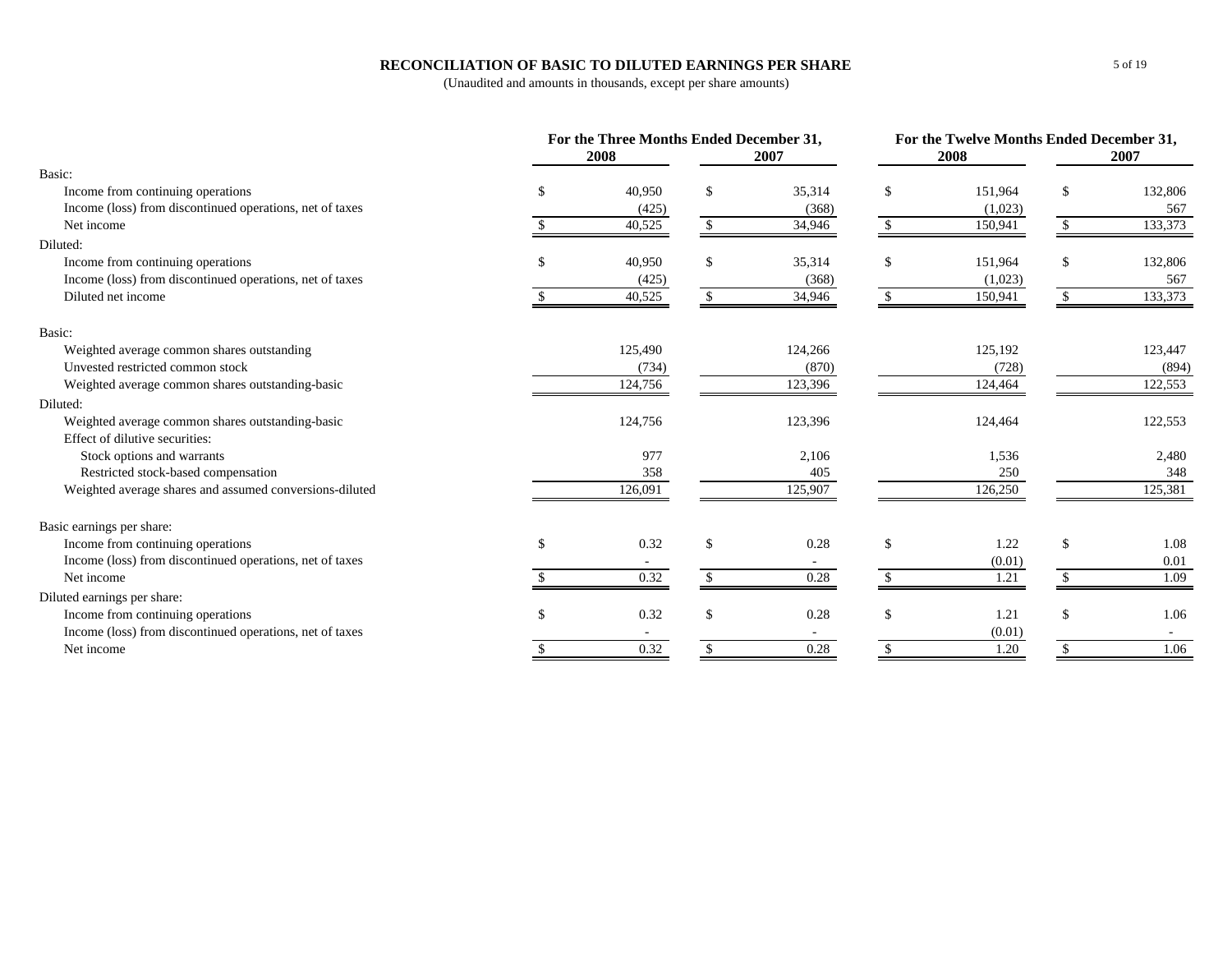# RECONCILIATION OF BASIC TO DILUTED EARNINGS PER SHARE

(Unaudited and amounts in thousands, except per share amounts)

| | For the Three Months Ended December 31, 2008 | For the Three Months Ended December 31, 2007 | For the Twelve Months Ended December 31, 2008 | For the Twelve Months Ended December 31, 2007 |
|---|---|---|---|---|
| **Basic:** | | | | |
| Income from continuing operations | $ 40,950 | $ 35,314 | $ 151,964 | $ 132,806 |
| Income (loss) from discontinued operations, net of taxes | (425) | (368) | (1,023) | 567 |
| Net income | $ 40,525 | $ 34,946 | $ 150,941 | $ 133,373 |
| **Diluted:** | | | | |
| Income from continuing operations | $ 40,950 | $ 35,314 | $ 151,964 | $ 132,806 |
| Income (loss) from discontinued operations, net of taxes | (425) | (368) | (1,023) | 567 |
| Diluted net income | $ 40,525 | $ 34,946 | $ 150,941 | $ 133,373 |
| **Basic:** | | | | |
| Weighted average common shares outstanding | 125,490 | 124,266 | 125,192 | 123,447 |
| Unvested restricted common stock | (734) | (870) | (728) | (894) |
| Weighted average common shares outstanding-basic | 124,756 | 123,396 | 124,464 | 122,553 |
| **Diluted:** | | | | |
| Weighted average common shares outstanding-basic | 124,756 | 123,396 | 124,464 | 122,553 |
| Effect of dilutive securities: | | | | |
| Stock options and warrants | 977 | 2,106 | 1,536 | 2,480 |
| Restricted stock-based compensation | 358 | 405 | 250 | 348 |
| Weighted average shares and assumed conversions-diluted | 126,091 | 125,907 | 126,250 | 125,381 |
| **Basic earnings per share:** | | | | |
| Income from continuing operations | $ 0.32 | $ 0.28 | $ 1.22 | $ 1.08 |
| Income (loss) from discontinued operations, net of taxes | - | - | (0.01) | 0.01 |
| Net income | $ 0.32 | $ 0.28 | $ 1.21 | $ 1.09 |
| **Diluted earnings per share:** | | | | |
| Income from continuing operations | $ 0.32 | $ 0.28 | $ 1.21 | $ 1.06 |
| Income (loss) from discontinued operations, net of taxes | - | - | (0.01) | - |
| Net income | $ 0.32 | $ 0.28 | $ 1.20 | $ 1.06 |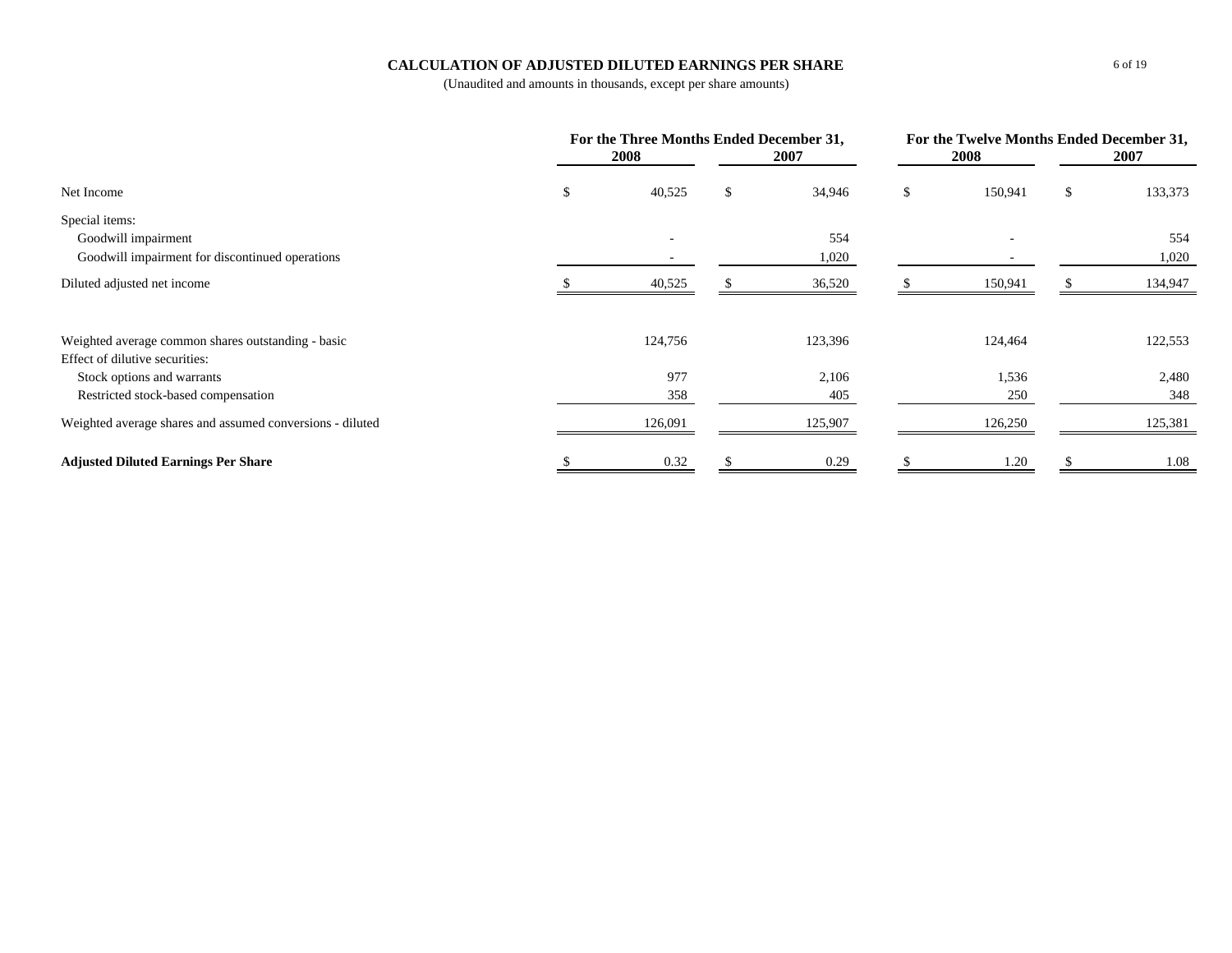# CALCULATION OF ADJUSTED DILUTED EARNINGS PER SHARE

(Unaudited and amounts in thousands, except per share amounts)

| | For the Three Months Ended December 31, | | For the Twelve Months Ended December 31, | |
|---|---|---|---|---|
| | 2008 | 2007 | 2008 | 2007 |
| Net Income | $ 40,525 | $ 34,946 | $ 150,941 | $ 133,373 |
| Special items: | | | | |
| Goodwill impairment | - | 554 | - | 554 |
| Goodwill impairment for discontinued operations | - | 1,020 | - | 1,020 |
| Diluted adjusted net income | $ 40,525 | $ 36,520 | $ 150,941 | $ 134,947 |
| | | | | |
| Weighted average common shares outstanding - basic | 124,756 | 123,396 | 124,464 | 122,553 |
| Effect of dilutive securities: | | | | |
| Stock options and warrants | 977 | 2,106 | 1,536 | 2,480 |
| Restricted stock-based compensation | 358 | 405 | 250 | 348 |
| Weighted average shares and assumed conversions - diluted | 126,091 | 125,907 | 126,250 | 125,381 |
| | | | | |
| **Adjusted Diluted Earnings Per Share** | $ 0.32 | $ 0.29 | $ 1.20 | $ 1.08 |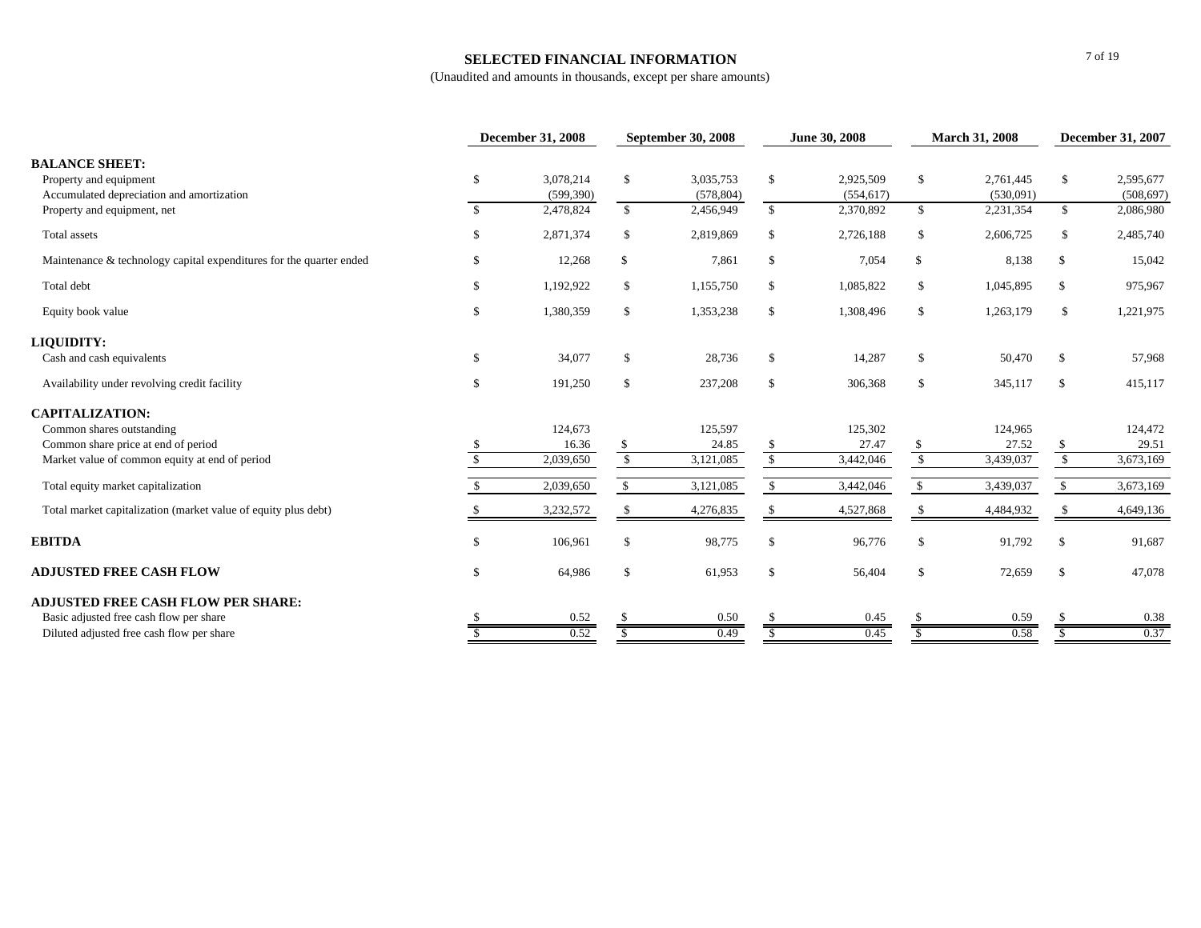## SELECTED FINANCIAL INFORMATION

(Unaudited and amounts in thousands, except per share amounts)

| | December 31, 2008 | September 30, 2008 | June 30, 2008 | March 31, 2008 | December 31, 2007 |
|---|---|---|---|---|---|
| **BALANCE SHEET:** | | | | | |
| Property and equipment | $ 3,078,214 | $ 3,035,753 | $ 2,925,509 | $ 2,761,445 | $ 2,595,677 |
| Accumulated depreciation and amortization | (599,390) | (578,804) | (554,617) | (530,091) | (508,697) |
| Property and equipment, net | $ 2,478,824 | $ 2,456,949 | $ 2,370,892 | $ 2,231,354 | $ 2,086,980 |
| Total assets | $ 2,871,374 | $ 2,819,869 | $ 2,726,188 | $ 2,606,725 | $ 2,485,740 |
| Maintenance & technology capital expenditures for the quarter ended | $ 12,268 | $ 7,861 | $ 7,054 | $ 8,138 | $ 15,042 |
| Total debt | $ 1,192,922 | $ 1,155,750 | $ 1,085,822 | $ 1,045,895 | $ 975,967 |
| Equity book value | $ 1,380,359 | $ 1,353,238 | $ 1,308,496 | $ 1,263,179 | $ 1,221,975 |
| **LIQUIDITY:** | | | | | |
| Cash and cash equivalents | $ 34,077 | $ 28,736 | $ 14,287 | $ 50,470 | $ 57,968 |
| Availability under revolving credit facility | $ 191,250 | $ 237,208 | $ 306,368 | $ 345,117 | $ 415,117 |
| **CAPITALIZATION:** | | | | | |
| Common shares outstanding | 124,673 | 125,597 | 125,302 | 124,965 | 124,472 |
| Common share price at end of period | $ 16.36 | $ 24.85 | $ 27.47 | $ 27.52 | $ 29.51 |
| Market value of common equity at end of period | $ 2,039,650 | $ 3,121,085 | $ 3,442,046 | $ 3,439,037 | $ 3,673,169 |
| Total equity market capitalization | $ 2,039,650 | $ 3,121,085 | $ 3,442,046 | $ 3,439,037 | $ 3,673,169 |
| Total market capitalization (market value of equity plus debt) | $ 3,232,572 | $ 4,276,835 | $ 4,527,868 | $ 4,484,932 | $ 4,649,136 |
| **EBITDA** | $ 106,961 | $ 98,775 | $ 96,776 | $ 91,792 | $ 91,687 |
| **ADJUSTED FREE CASH FLOW** | $ 64,986 | $ 61,953 | $ 56,404 | $ 72,659 | $ 47,078 |
| **ADJUSTED FREE CASH FLOW PER SHARE:** | | | | | |
| Basic adjusted free cash flow per share | $ 0.52 | $ 0.50 | $ 0.45 | $ 0.59 | $ 0.38 |
| Diluted adjusted free cash flow per share | $ 0.52 | $ 0.49 | $ 0.45 | $ 0.58 | $ 0.37 |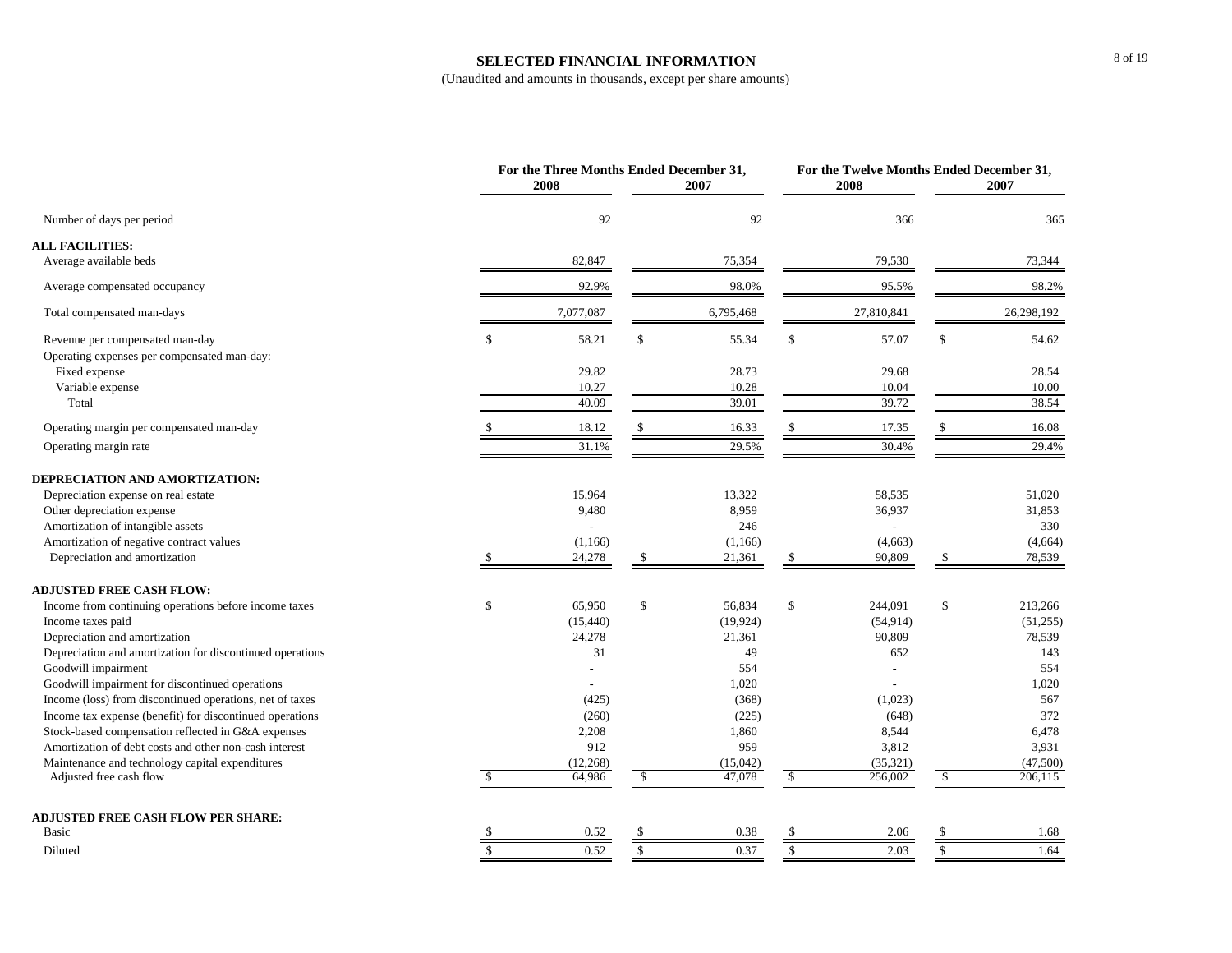## SELECTED FINANCIAL INFORMATION

(Unaudited and amounts in thousands, except per share amounts)

| | For the Three Months Ended December 31, | | For the Twelve Months Ended December 31, | |
|---|---|---|---|---|
| | 2008 | 2007 | 2008 | 2007 |
| Number of days per period | 92 | 92 | 366 | 365 |
| **ALL FACILITIES:** | | | | |
| Average available beds | 82,847 | 75,354 | 79,530 | 73,344 |
| Average compensated occupancy | 92.9% | 98.0% | 95.5% | 98.2% |
| Total compensated man-days | 7,077,087 | 6,795,468 | 27,810,841 | 26,298,192 |
| Revenue per compensated man-day | $ 58.21 | $ 55.34 | $ 57.07 | $ 54.62 |
| Operating expenses per compensated man-day: | | | | |
| Fixed expense | 29.82 | 28.73 | 29.68 | 28.54 |
| Variable expense | 10.27 | 10.28 | 10.04 | 10.00 |
| Total | 40.09 | 39.01 | 39.72 | 38.54 |
| Operating margin per compensated man-day | $ 18.12 | $ 16.33 | $ 17.35 | $ 16.08 |
| Operating margin rate | 31.1% | 29.5% | 30.4% | 29.4% |
| **DEPRECIATION AND AMORTIZATION:** | | | | |
| Depreciation expense on real estate | 15,964 | 13,322 | 58,535 | 51,020 |
| Other depreciation expense | 9,480 | 8,959 | 36,937 | 31,853 |
| Amortization of intangible assets | - | 246 | - | 330 |
| Amortization of negative contract values | (1,166) | (1,166) | (4,663) | (4,664) |
| Depreciation and amortization | $ 24,278 | $ 21,361 | $ 90,809 | $ 78,539 |
| **ADJUSTED FREE CASH FLOW:** | | | | |
| Income from continuing operations before income taxes | $ 65,950 | $ 56,834 | $ 244,091 | $ 213,266 |
| Income taxes paid | (15,440) | (19,924) | (54,914) | (51,255) |
| Depreciation and amortization | 24,278 | 21,361 | 90,809 | 78,539 |
| Depreciation and amortization for discontinued operations | 31 | 49 | 652 | 143 |
| Goodwill impairment | - | 554 | - | 554 |
| Goodwill impairment for discontinued operations | - | 1,020 | - | 1,020 |
| Income (loss) from discontinued operations, net of taxes | (425) | (368) | (1,023) | 567 |
| Income tax expense (benefit) for discontinued operations | (260) | (225) | (648) | 372 |
| Stock-based compensation reflected in G&A expenses | 2,208 | 1,860 | 8,544 | 6,478 |
| Amortization of debt costs and other non-cash interest | 912 | 959 | 3,812 | 3,931 |
| Maintenance and technology capital expenditures | (12,268) | (15,042) | (35,321) | (47,500) |
| Adjusted free cash flow | $ 64,986 | $ 47,078 | $ 256,002 | $ 206,115 |
| **ADJUSTED FREE CASH FLOW PER SHARE:** | | | | |
| Basic | $ 0.52 | $ 0.38 | $ 2.06 | $ 1.68 |
| Diluted | $ 0.52 | $ 0.37 | $ 2.03 | $ 1.64 |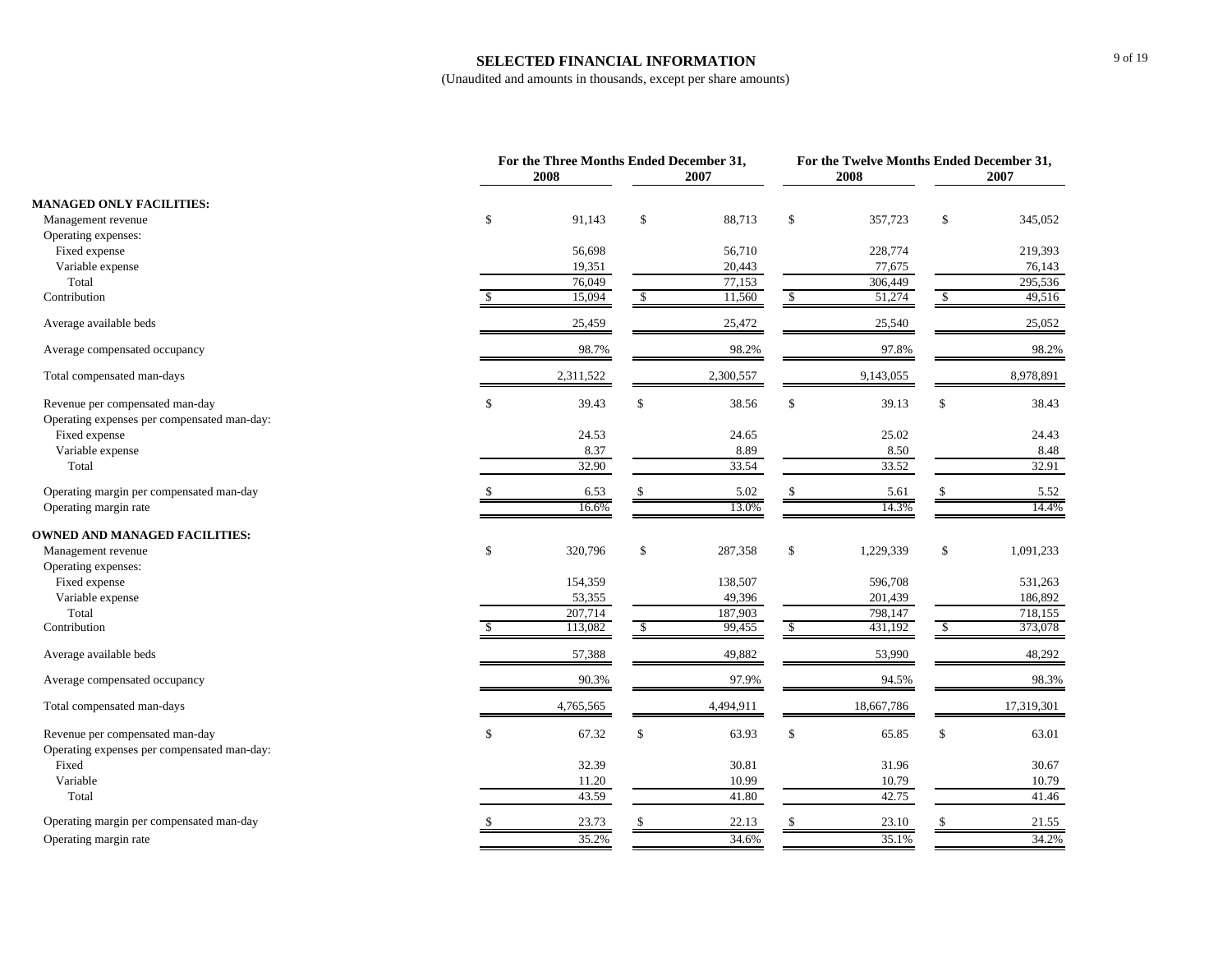# SELECTED FINANCIAL INFORMATION

(Unaudited and amounts in thousands, except per share amounts)

| | For the Three Months Ended December 31, 2008 | For the Three Months Ended December 31, 2007 | For the Twelve Months Ended December 31, 2008 | For the Twelve Months Ended December 31, 2007 |
|---|---|---|---|---|
| **MANAGED ONLY FACILITIES:** | | | | |
| Management revenue | $ 91,143 | $ 88,713 | $ 357,723 | $ 345,052 |
| Operating expenses: | | | | |
| Fixed expense | 56,698 | 56,710 | 228,774 | 219,393 |
| Variable expense | 19,351 | 20,443 | 77,675 | 76,143 |
| Total | 76,049 | 77,153 | 306,449 | 295,536 |
| Contribution | $ 15,094 | $ 11,560 | $ 51,274 | $ 49,516 |
| Average available beds | 25,459 | 25,472 | 25,540 | 25,052 |
| Average compensated occupancy | 98.7% | 98.2% | 97.8% | 98.2% |
| Total compensated man-days | 2,311,522 | 2,300,557 | 9,143,055 | 8,978,891 |
| Revenue per compensated man-day | $ 39.43 | $ 38.56 | $ 39.13 | $ 38.43 |
| Operating expenses per compensated man-day: | | | | |
| Fixed expense | 24.53 | 24.65 | 25.02 | 24.43 |
| Variable expense | 8.37 | 8.89 | 8.50 | 8.48 |
| Total | 32.90 | 33.54 | 33.52 | 32.91 |
| Operating margin per compensated man-day | $ 6.53 | $ 5.02 | $ 5.61 | $ 5.52 |
| Operating margin rate | 16.6% | 13.0% | 14.3% | 14.4% |
| **OWNED AND MANAGED FACILITIES:** | | | | |
| Management revenue | $ 320,796 | $ 287,358 | $ 1,229,339 | $ 1,091,233 |
| Operating expenses: | | | | |
| Fixed expense | 154,359 | 138,507 | 596,708 | 531,263 |
| Variable expense | 53,355 | 49,396 | 201,439 | 186,892 |
| Total | 207,714 | 187,903 | 798,147 | 718,155 |
| Contribution | $ 113,082 | $ 99,455 | $ 431,192 | $ 373,078 |
| Average available beds | 57,388 | 49,882 | 53,990 | 48,292 |
| Average compensated occupancy | 90.3% | 97.9% | 94.5% | 98.3% |
| Total compensated man-days | 4,765,565 | 4,494,911 | 18,667,786 | 17,319,301 |
| Revenue per compensated man-day | $ 67.32 | $ 63.93 | $ 65.85 | $ 63.01 |
| Operating expenses per compensated man-day: | | | | |
| Fixed | 32.39 | 30.81 | 31.96 | 30.67 |
| Variable | 11.20 | 10.99 | 10.79 | 10.79 |
| Total | 43.59 | 41.80 | 42.75 | 41.46 |
| Operating margin per compensated man-day | $ 23.73 | $ 22.13 | $ 23.10 | $ 21.55 |
| Operating margin rate | 35.2% | 34.6% | 35.1% | 34.2% |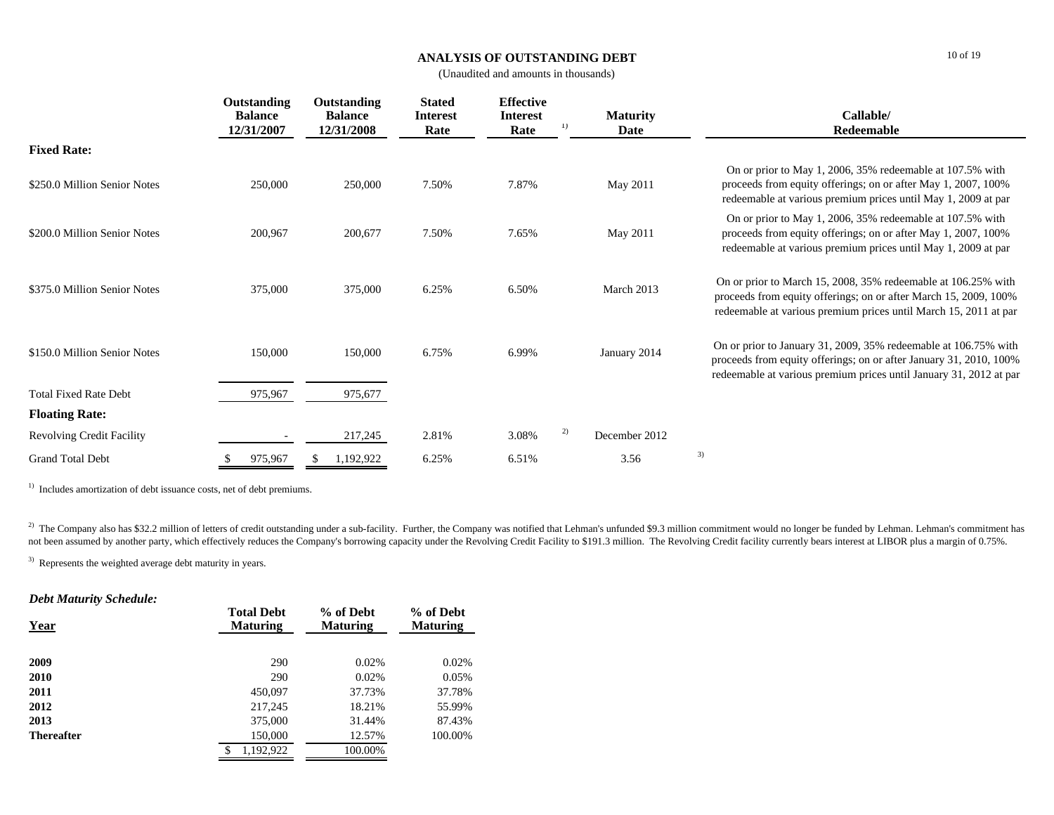# ANALYSIS OF OUTSTANDING DEBT

(Unaudited and amounts in thousands)

| | Outstanding Balance 12/31/2007 | Outstanding Balance 12/31/2008 | Stated Interest Rate | Effective Interest Rate [1] | Maturity Date | Callable/ Redeemable |
|---|---|---|---|---|---|---|
| **Fixed Rate:** | | | | | | |
| $250.0 Million Senior Notes | 250,000 | 250,000 | 7.50% | 7.87% | May 2011 | On or prior to May 1, 2006, 35% redeemable at 107.5% with proceeds from equity offerings; on or after May 1, 2007, 100% redeemable at various premium prices until May 1, 2009 at par |
| $200.0 Million Senior Notes | 200,967 | 200,677 | 7.50% | 7.65% | May 2011 | On or prior to May 1, 2006, 35% redeemable at 107.5% with proceeds from equity offerings; on or after May 1, 2007, 100% redeemable at various premium prices until May 1, 2009 at par |
| $375.0 Million Senior Notes | 375,000 | 375,000 | 6.25% | 6.50% | March 2013 | On or prior to March 15, 2008, 35% redeemable at 106.25% with proceeds from equity offerings; on or after March 15, 2009, 100% redeemable at various premium prices until March 15, 2011 at par |
| $150.0 Million Senior Notes | 150,000 | 150,000 | 6.75% | 6.99% | January 2014 | On or prior to January 31, 2009, 35% redeemable at 106.75% with proceeds from equity offerings; on or after January 31, 2010, 100% redeemable at various premium prices until January 31, 2012 at par |
| Total Fixed Rate Debt | 975,967 | 975,677 | | | | |
| **Floating Rate:** | | | | | | |
| Revolving Credit Facility | - | 217,245 | 2.81% | 3.08% [2] | December 2012 | |
| Grand Total Debt | $ 975,967 | $ 1,192,922 | 6.25% | 6.51% | 3.56 [3] | |

[1] Includes amortization of debt issuance costs, net of debt premiums.

[2] The Company also has $32.2 million of letters of credit outstanding under a sub-facility. Further, the Company was notified that Lehman's unfunded $9.3 million commitment would no longer be funded by Lehman. Lehman's commitment has not been assumed by another party, which effectively reduces the Company's borrowing capacity under the Revolving Credit Facility to $191.3 million. The Revolving Credit facility currently bears interest at LIBOR plus a margin of 0.75%.

[3] Represents the weighted average debt maturity in years.

***Debt Maturity Schedule:***

| Year | Total Debt Maturing | % of Debt Maturing | % of Debt Maturing |
|---|---|---|---|
| **2009** | 290 | 0.02% | 0.02% |
| **2010** | 290 | 0.02% | 0.05% |
| **2011** | 450,097 | 37.73% | 37.78% |
| **2012** | 217,245 | 18.21% | 55.99% |
| **2013** | 375,000 | 31.44% | 87.43% |
| **Thereafter** | 150,000 | 12.57% | 100.00% |
| | $ 1,192,922 | 100.00% | |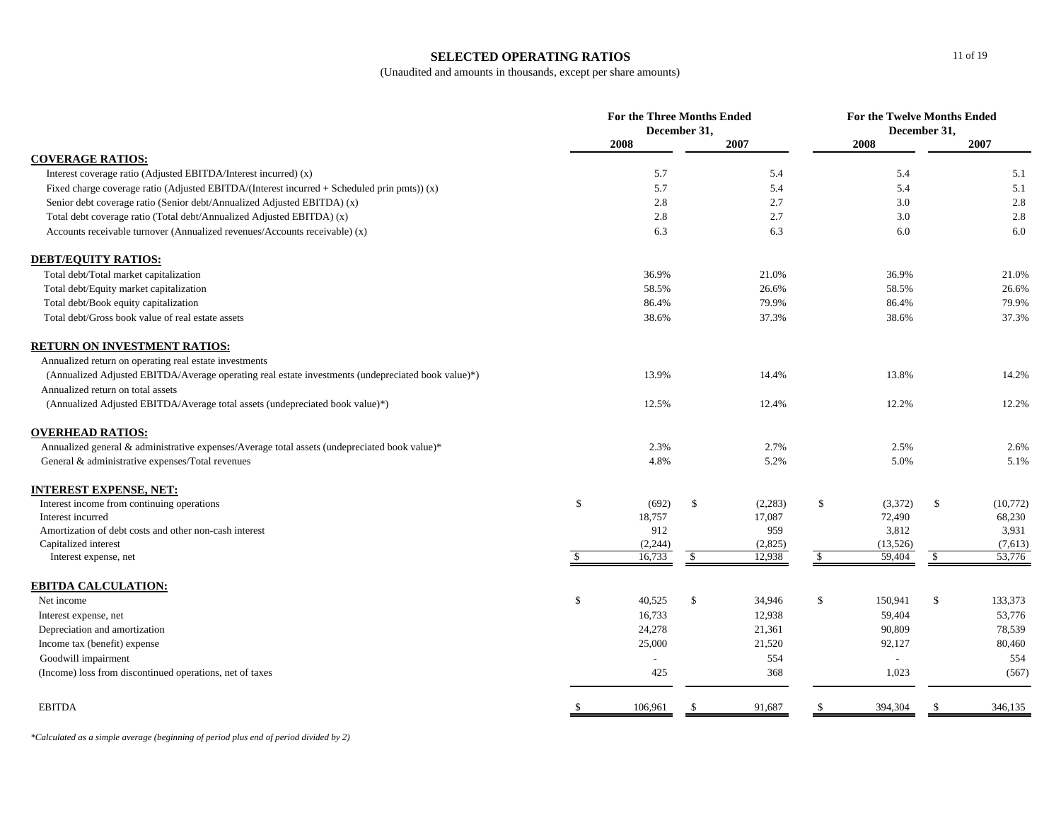# SELECTED OPERATING RATIOS

(Unaudited and amounts in thousands, except per share amounts)

| | For the Three Months Ended December 31, | | For the Twelve Months Ended December 31, | |
|---|---|---|---|---|
| | 2008 | 2007 | 2008 | 2007 |
| **COVERAGE RATIOS:** | | | | |
| Interest coverage ratio (Adjusted EBITDA/Interest incurred) (x) | 5.7 | 5.4 | 5.4 | 5.1 |
| Fixed charge coverage ratio (Adjusted EBITDA/(Interest incurred + Scheduled prin pmts)) (x) | 5.7 | 5.4 | 5.4 | 5.1 |
| Senior debt coverage ratio (Senior debt/Annualized Adjusted EBITDA) (x) | 2.8 | 2.7 | 3.0 | 2.8 |
| Total debt coverage ratio (Total debt/Annualized Adjusted EBITDA) (x) | 2.8 | 2.7 | 3.0 | 2.8 |
| Accounts receivable turnover (Annualized revenues/Accounts receivable) (x) | 6.3 | 6.3 | 6.0 | 6.0 |
| **DEBT/EQUITY RATIOS:** | | | | |
| Total debt/Total market capitalization | 36.9% | 21.0% | 36.9% | 21.0% |
| Total debt/Equity market capitalization | 58.5% | 26.6% | 58.5% | 26.6% |
| Total debt/Book equity capitalization | 86.4% | 79.9% | 86.4% | 79.9% |
| Total debt/Gross book value of real estate assets | 38.6% | 37.3% | 38.6% | 37.3% |
| **RETURN ON INVESTMENT RATIOS:** | | | | |
| Annualized return on operating real estate investments (Annualized Adjusted EBITDA/Average operating real estate investments (undepreciated book value)*) | 13.9% | 14.4% | 13.8% | 14.2% |
| Annualized return on total assets (Annualized Adjusted EBITDA/Average total assets (undepreciated book value)*) | 12.5% | 12.4% | 12.2% | 12.2% |
| **OVERHEAD RATIOS:** | | | | |
| Annualized general & administrative expenses/Average total assets (undepreciated book value)* | 2.3% | 2.7% | 2.5% | 2.6% |
| General & administrative expenses/Total revenues | 4.8% | 5.2% | 5.0% | 5.1% |
| **INTEREST EXPENSE, NET:** | | | | |
| Interest income from continuing operations | $ (692) | $ (2,283) | $ (3,372) | $ (10,772) |
| Interest incurred | 18,757 | 17,087 | 72,490 | 68,230 |
| Amortization of debt costs and other non-cash interest | 912 | 959 | 3,812 | 3,931 |
| Capitalized interest | (2,244) | (2,825) | (13,526) | (7,613) |
| Interest expense, net | $ 16,733 | $ 12,938 | $ 59,404 | $ 53,776 |
| **EBITDA CALCULATION:** | | | | |
| Net income | $ 40,525 | $ 34,946 | $ 150,941 | $ 133,373 |
| Interest expense, net | 16,733 | 12,938 | 59,404 | 53,776 |
| Depreciation and amortization | 24,278 | 21,361 | 90,809 | 78,539 |
| Income tax (benefit) expense | 25,000 | 21,520 | 92,127 | 80,460 |
| Goodwill impairment | - | 554 | - | 554 |
| (Income) loss from discontinued operations, net of taxes | 425 | 368 | 1,023 | (567) |
| EBITDA | $ 106,961 | $ 91,687 | $ 394,304 | $ 346,135 |

*\*Calculated as a simple average (beginning of period plus end of period divided by 2)*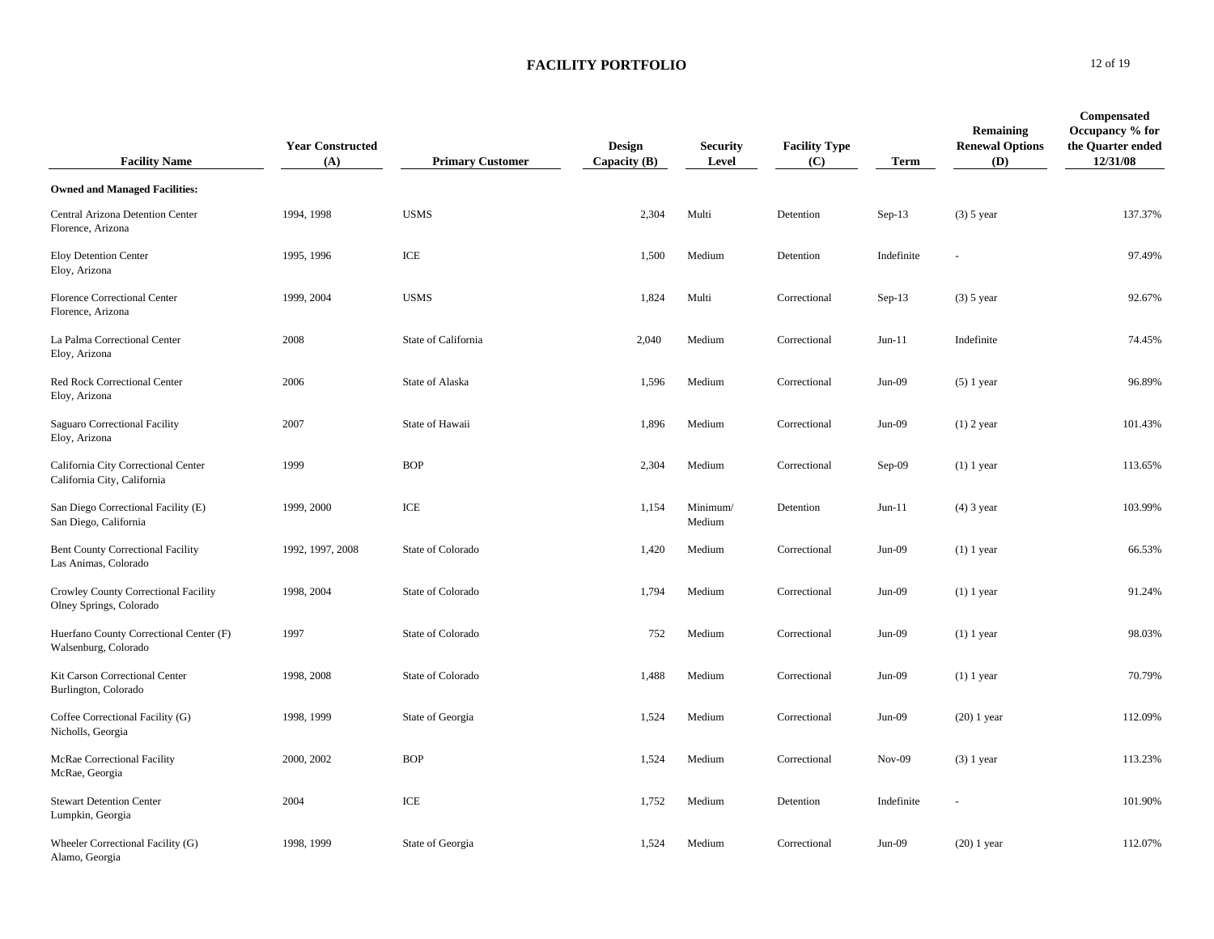# FACILITY PORTFOLIO

| Facility Name | Year Constructed (A) | Primary Customer | Design Capacity (B) | Security Level | Facility Type (C) | Term | Remaining Renewal Options (D) | Compensated Occupancy % for the Quarter ended 12/31/08 |
|---|---|---|---|---|---|---|---|---|
| **Owned and Managed Facilities:** | | | | | | | | |
| Central Arizona Detention Center<br>Florence, Arizona | 1994, 1998 | USMS | 2,304 | Multi | Detention | Sep-13 | (3) 5 year | 137.37% |
| Eloy Detention Center<br>Eloy, Arizona | 1995, 1996 | ICE | 1,500 | Medium | Detention | Indefinite | - | 97.49% |
| Florence Correctional Center<br>Florence, Arizona | 1999, 2004 | USMS | 1,824 | Multi | Correctional | Sep-13 | (3) 5 year | 92.67% |
| La Palma Correctional Center<br>Eloy, Arizona | 2008 | State of California | 2,040 | Medium | Correctional | Jun-11 | Indefinite | 74.45% |
| Red Rock Correctional Center<br>Eloy, Arizona | 2006 | State of Alaska | 1,596 | Medium | Correctional | Jun-09 | (5) 1 year | 96.89% |
| Saguaro Correctional Facility<br>Eloy, Arizona | 2007 | State of Hawaii | 1,896 | Medium | Correctional | Jun-09 | (1) 2 year | 101.43% |
| California City Correctional Center<br>California City, California | 1999 | BOP | 2,304 | Medium | Correctional | Sep-09 | (1) 1 year | 113.65% |
| San Diego Correctional Facility (E)<br>San Diego, California | 1999, 2000 | ICE | 1,154 | Minimum/ Medium | Detention | Jun-11 | (4) 3 year | 103.99% |
| Bent County Correctional Facility<br>Las Animas, Colorado | 1992, 1997, 2008 | State of Colorado | 1,420 | Medium | Correctional | Jun-09 | (1) 1 year | 66.53% |
| Crowley County Correctional Facility<br>Olney Springs, Colorado | 1998, 2004 | State of Colorado | 1,794 | Medium | Correctional | Jun-09 | (1) 1 year | 91.24% |
| Huerfano County Correctional Center (F)<br>Walsenburg, Colorado | 1997 | State of Colorado | 752 | Medium | Correctional | Jun-09 | (1) 1 year | 98.03% |
| Kit Carson Correctional Center<br>Burlington, Colorado | 1998, 2008 | State of Colorado | 1,488 | Medium | Correctional | Jun-09 | (1) 1 year | 70.79% |
| Coffee Correctional Facility (G)<br>Nicholls, Georgia | 1998, 1999 | State of Georgia | 1,524 | Medium | Correctional | Jun-09 | (20) 1 year | 112.09% |
| McRae Correctional Facility<br>McRae, Georgia | 2000, 2002 | BOP | 1,524 | Medium | Correctional | Nov-09 | (3) 1 year | 113.23% |
| Stewart Detention Center<br>Lumpkin, Georgia | 2004 | ICE | 1,752 | Medium | Detention | Indefinite | - | 101.90% |
| Wheeler Correctional Facility (G)<br>Alamo, Georgia | 1998, 1999 | State of Georgia | 1,524 | Medium | Correctional | Jun-09 | (20) 1 year | 112.07% |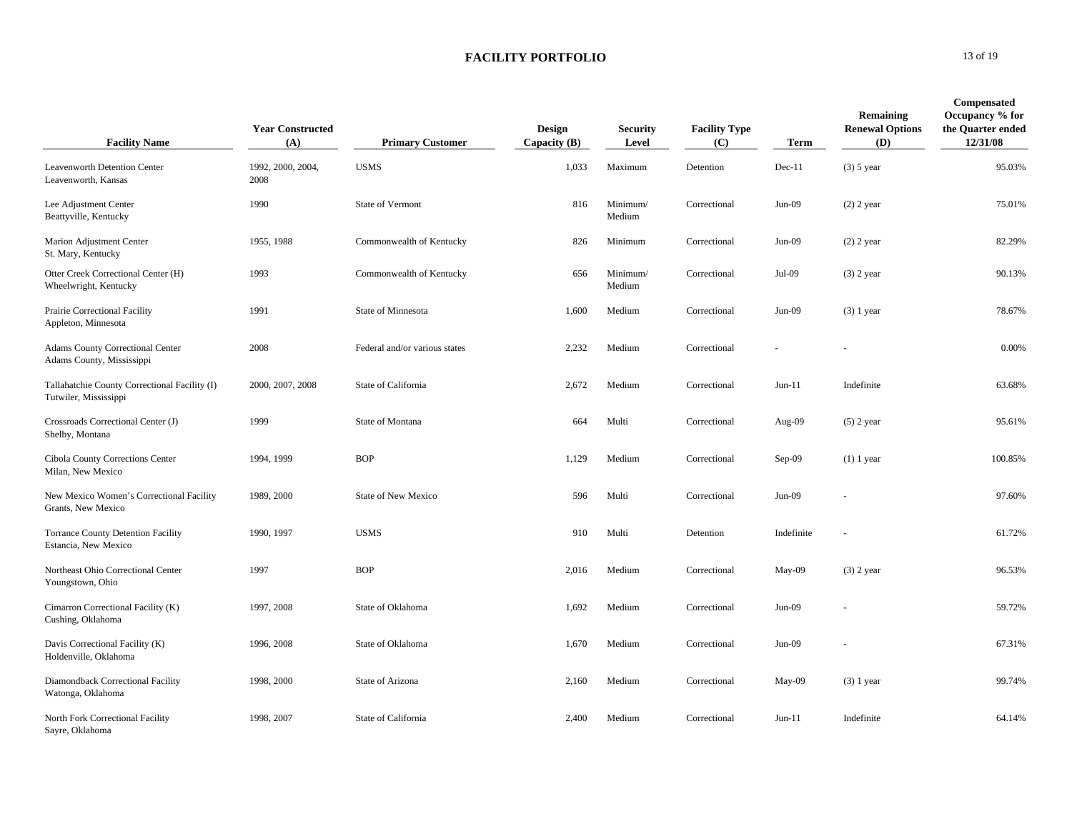# FACILITY PORTFOLIO

| Facility Name | Year Constructed (A) | Primary Customer | Design Capacity (B) | Security Level | Facility Type (C) | Term | Remaining Renewal Options (D) | Compensated Occupancy % for the Quarter ended 12/31/08 |
|---|---|---|---|---|---|---|---|---|
| Leavenworth Detention Center Leavenworth, Kansas | 1992, 2000, 2004, 2008 | USMS | 1,033 | Maximum | Detention | Dec-11 | (3) 5 year | 95.03% |
| Lee Adjustment Center Beattyville, Kentucky | 1990 | State of Vermont | 816 | Minimum/ Medium | Correctional | Jun-09 | (2) 2 year | 75.01% |
| Marion Adjustment Center St. Mary, Kentucky | 1955, 1988 | Commonwealth of Kentucky | 826 | Minimum | Correctional | Jun-09 | (2) 2 year | 82.29% |
| Otter Creek Correctional Center (H) Wheelwright, Kentucky | 1993 | Commonwealth of Kentucky | 656 | Minimum/ Medium | Correctional | Jul-09 | (3) 2 year | 90.13% |
| Prairie Correctional Facility Appleton, Minnesota | 1991 | State of Minnesota | 1,600 | Medium | Correctional | Jun-09 | (3) 1 year | 78.67% |
| Adams County Correctional Center Adams County, Mississippi | 2008 | Federal and/or various states | 2,232 | Medium | Correctional | - | - | 0.00% |
| Tallahatchie County Correctional Facility (I) Tutwiler, Mississippi | 2000, 2007, 2008 | State of California | 2,672 | Medium | Correctional | Jun-11 | Indefinite | 63.68% |
| Crossroads Correctional Center (J) Shelby, Montana | 1999 | State of Montana | 664 | Multi | Correctional | Aug-09 | (5) 2 year | 95.61% |
| Cibola County Corrections Center Milan, New Mexico | 1994, 1999 | BOP | 1,129 | Medium | Correctional | Sep-09 | (1) 1 year | 100.85% |
| New Mexico Women's Correctional Facility Grants, New Mexico | 1989, 2000 | State of New Mexico | 596 | Multi | Correctional | Jun-09 | - | 97.60% |
| Torrance County Detention Facility Estancia, New Mexico | 1990, 1997 | USMS | 910 | Multi | Detention | Indefinite | - | 61.72% |
| Northeast Ohio Correctional Center Youngstown, Ohio | 1997 | BOP | 2,016 | Medium | Correctional | May-09 | (3) 2 year | 96.53% |
| Cimarron Correctional Facility (K) Cushing, Oklahoma | 1997, 2008 | State of Oklahoma | 1,692 | Medium | Correctional | Jun-09 | - | 59.72% |
| Davis Correctional Facility (K) Holdenville, Oklahoma | 1996, 2008 | State of Oklahoma | 1,670 | Medium | Correctional | Jun-09 | - | 67.31% |
| Diamondback Correctional Facility Watonga, Oklahoma | 1998, 2000 | State of Arizona | 2,160 | Medium | Correctional | May-09 | (3) 1 year | 99.74% |
| North Fork Correctional Facility Sayre, Oklahoma | 1998, 2007 | State of California | 2,400 | Medium | Correctional | Jun-11 | Indefinite | 64.14% |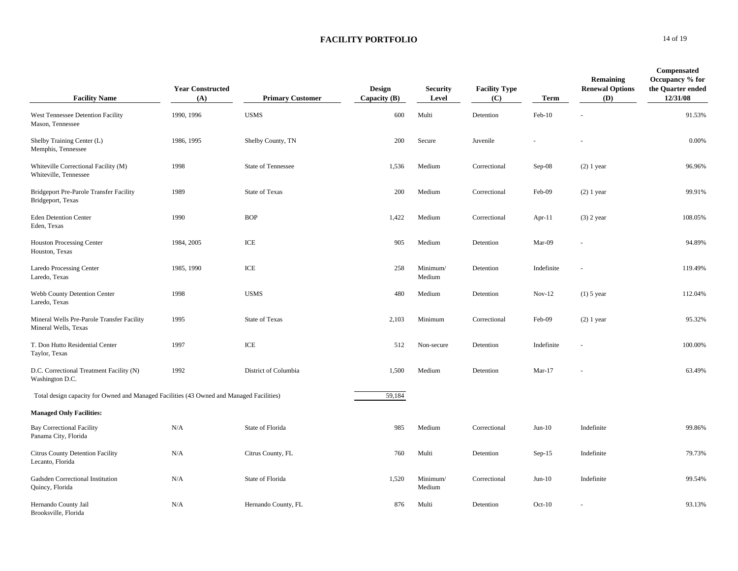# FACILITY PORTFOLIO

| Facility Name | Year Constructed (A) | Primary Customer | Design Capacity (B) | Security Level | Facility Type (C) | Term | Remaining Renewal Options (D) | Compensated Occupancy % for the Quarter ended 12/31/08 |
|---|---|---|---|---|---|---|---|---|
| West Tennessee Detention Facility<br>Mason, Tennessee | 1990, 1996 | USMS | 600 | Multi | Detention | Feb-10 | - | 91.53% |
| Shelby Training Center (L)<br>Memphis, Tennessee | 1986, 1995 | Shelby County, TN | 200 | Secure | Juvenile | - | - | 0.00% |
| Whiteville Correctional Facility (M)<br>Whiteville, Tennessee | 1998 | State of Tennessee | 1,536 | Medium | Correctional | Sep-08 | (2) 1 year | 96.96% |
| Bridgeport Pre-Parole Transfer Facility<br>Bridgeport, Texas | 1989 | State of Texas | 200 | Medium | Correctional | Feb-09 | (2) 1 year | 99.91% |
| Eden Detention Center<br>Eden, Texas | 1990 | BOP | 1,422 | Medium | Correctional | Apr-11 | (3) 2 year | 108.05% |
| Houston Processing Center<br>Houston, Texas | 1984, 2005 | ICE | 905 | Medium | Detention | Mar-09 | - | 94.89% |
| Laredo Processing Center<br>Laredo, Texas | 1985, 1990 | ICE | 258 | Minimum/ Medium | Detention | Indefinite | - | 119.49% |
| Webb County Detention Center<br>Laredo, Texas | 1998 | USMS | 480 | Medium | Detention | Nov-12 | (1) 5 year | 112.04% |
| Mineral Wells Pre-Parole Transfer Facility<br>Mineral Wells, Texas | 1995 | State of Texas | 2,103 | Minimum | Correctional | Feb-09 | (2) 1 year | 95.32% |
| T. Don Hutto Residential Center<br>Taylor, Texas | 1997 | ICE | 512 | Non-secure | Detention | Indefinite | - | 100.00% |
| D.C. Correctional Treatment Facility (N)<br>Washington D.C. | 1992 | District of Columbia | 1,500 | Medium | Detention | Mar-17 | - | 63.49% |
| Total design capacity for Owned and Managed Facilities (43 Owned and Managed Facilities) | | | 59,184 | | | | | |
| **Managed Only Facilities:** | | | | | | | | |
| Bay Correctional Facility<br>Panama City, Florida | N/A | State of Florida | 985 | Medium | Correctional | Jun-10 | Indefinite | 99.86% |
| Citrus County Detention Facility<br>Lecanto, Florida | N/A | Citrus County, FL | 760 | Multi | Detention | Sep-15 | Indefinite | 79.73% |
| Gadsden Correctional Institution<br>Quincy, Florida | N/A | State of Florida | 1,520 | Minimum/ Medium | Correctional | Jun-10 | Indefinite | 99.54% |
| Hernando County Jail<br>Brooksville, Florida | N/A | Hernando County, FL | 876 | Multi | Detention | Oct-10 | - | 93.13% |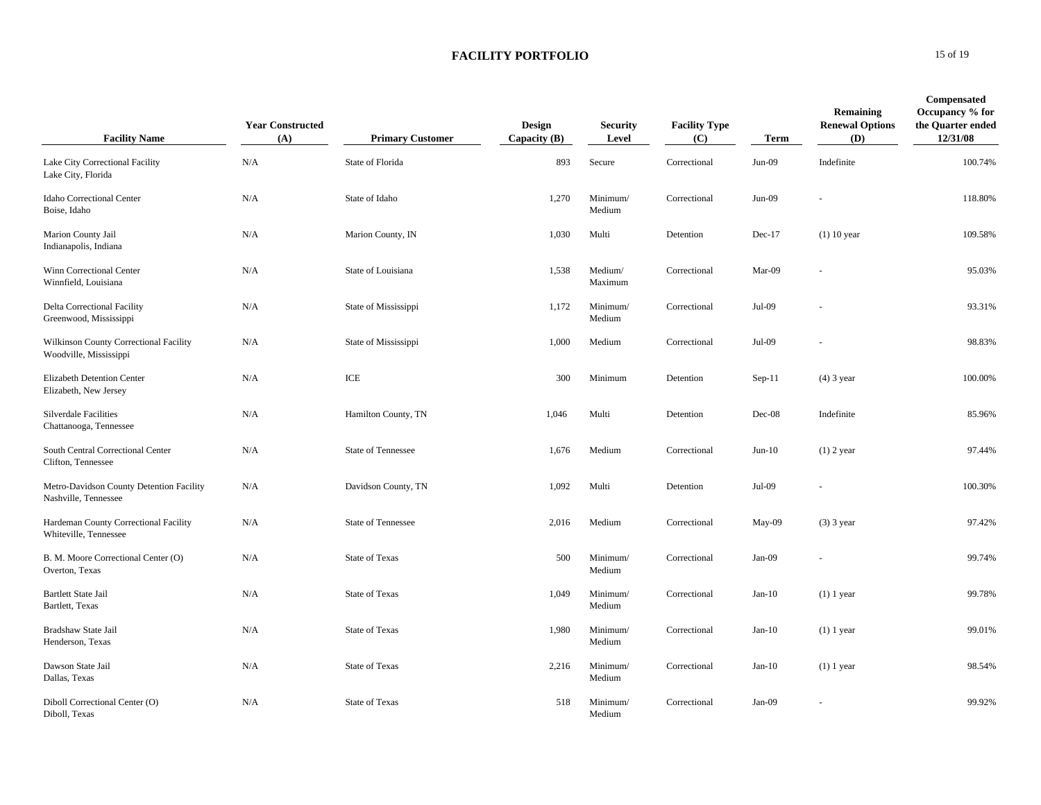# FACILITY PORTFOLIO

| Facility Name | Year Constructed (A) | Primary Customer | Design Capacity (B) | Security Level | Facility Type (C) | Term | Remaining Renewal Options (D) | Compensated Occupancy % for the Quarter ended 12/31/08 |
|---|---|---|---|---|---|---|---|---|
| Lake City Correctional Facility<br>Lake City, Florida | N/A | State of Florida | 893 | Secure | Correctional | Jun-09 | Indefinite | 100.74% |
| Idaho Correctional Center<br>Boise, Idaho | N/A | State of Idaho | 1,270 | Minimum/<br>Medium | Correctional | Jun-09 | - | 118.80% |
| Marion County Jail<br>Indianapolis, Indiana | N/A | Marion County, IN | 1,030 | Multi | Detention | Dec-17 | (1) 10 year | 109.58% |
| Winn Correctional Center<br>Winnfield, Louisiana | N/A | State of Louisiana | 1,538 | Medium/<br>Maximum | Correctional | Mar-09 | - | 95.03% |
| Delta Correctional Facility<br>Greenwood, Mississippi | N/A | State of Mississippi | 1,172 | Minimum/<br>Medium | Correctional | Jul-09 | - | 93.31% |
| Wilkinson County Correctional Facility<br>Woodville, Mississippi | N/A | State of Mississippi | 1,000 | Medium | Correctional | Jul-09 | - | 98.83% |
| Elizabeth Detention Center<br>Elizabeth, New Jersey | N/A | ICE | 300 | Minimum | Detention | Sep-11 | (4) 3 year | 100.00% |
| Silverdale Facilities<br>Chattanooga, Tennessee | N/A | Hamilton County, TN | 1,046 | Multi | Detention | Dec-08 | Indefinite | 85.96% |
| South Central Correctional Center<br>Clifton, Tennessee | N/A | State of Tennessee | 1,676 | Medium | Correctional | Jun-10 | (1) 2 year | 97.44% |
| Metro-Davidson County Detention Facility<br>Nashville, Tennessee | N/A | Davidson County, TN | 1,092 | Multi | Detention | Jul-09 | - | 100.30% |
| Hardeman County Correctional Facility<br>Whiteville, Tennessee | N/A | State of Tennessee | 2,016 | Medium | Correctional | May-09 | (3) 3 year | 97.42% |
| B. M. Moore Correctional Center (O)<br>Overton, Texas | N/A | State of Texas | 500 | Minimum/<br>Medium | Correctional | Jan-09 | - | 99.74% |
| Bartlett State Jail<br>Bartlett, Texas | N/A | State of Texas | 1,049 | Minimum/<br>Medium | Correctional | Jan-10 | (1) 1 year | 99.78% |
| Bradshaw State Jail<br>Henderson, Texas | N/A | State of Texas | 1,980 | Minimum/<br>Medium | Correctional | Jan-10 | (1) 1 year | 99.01% |
| Dawson State Jail<br>Dallas, Texas | N/A | State of Texas | 2,216 | Minimum/<br>Medium | Correctional | Jan-10 | (1) 1 year | 98.54% |
| Diboll Correctional Center (O)<br>Diboll, Texas | N/A | State of Texas | 518 | Minimum/<br>Medium | Correctional | Jan-09 | - | 99.92% |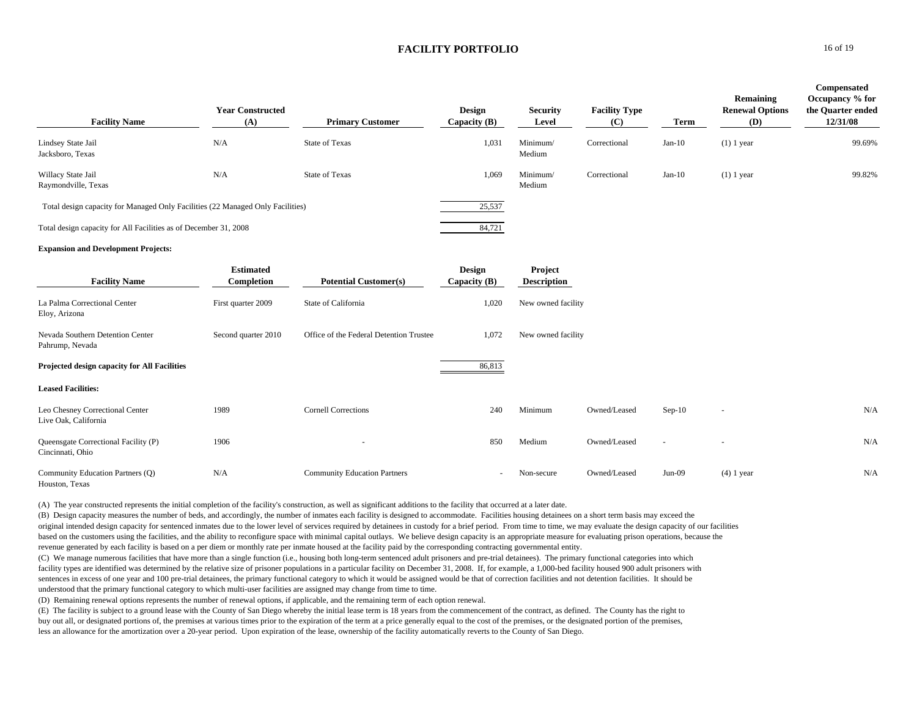# FACILITY PORTFOLIO

| Facility Name | Year Constructed (A) | Primary Customer | Design Capacity (B) | Security Level | Facility Type (C) | Term | Remaining Renewal Options (D) | Compensated Occupancy % for the Quarter ended 12/31/08 |
|---|---|---|---|---|---|---|---|---|
| Lindsey State Jail<br>Jacksboro, Texas | N/A | State of Texas | 1,031 | Minimum/<br>Medium | Correctional | Jan-10 | (1) 1 year | 99.69% |
| Willacy State Jail<br>Raymondville, Texas | N/A | State of Texas | 1,069 | Minimum/<br>Medium | Correctional | Jan-10 | (1) 1 year | 99.82% |
| Total design capacity for Managed Only Facilities (22 Managed Only Facilities) | | | 25,537 | | | | | |
| Total design capacity for All Facilities as of December 31, 2008 | | | 84,721 | | | | | |

**Expansion and Development Projects:**

| Facility Name | Estimated Completion | Potential Customer(s) | Design Capacity (B) | Project Description |
|---|---|---|---|---|
| La Palma Correctional Center<br>Eloy, Arizona | First quarter 2009 | State of California | 1,020 | New owned facility |
| Nevada Southern Detention Center<br>Pahrump, Nevada | Second quarter 2010 | Office of the Federal Detention Trustee | 1,072 | New owned facility |
| **Projected design capacity for All Facilities** | | | 86,813 | |

**Leased Facilities:**

| Facility Name | Year Constructed (A) | Primary Customer | Design Capacity (B) | Security Level | Facility Type (C) | Term | Remaining Renewal Options (D) | Compensated Occupancy % for the Quarter ended 12/31/08 |
|---|---|---|---|---|---|---|---|---|
| Leo Chesney Correctional Center<br>Live Oak, California | 1989 | Cornell Corrections | 240 | Minimum | Owned/Leased | Sep-10 | - | N/A |
| Queensgate Correctional Facility (P)<br>Cincinnati, Ohio | 1906 | - | 850 | Medium | Owned/Leased | - | - | N/A |
| Community Education Partners (Q)<br>Houston, Texas | N/A | Community Education Partners | - | Non-secure | Owned/Leased | Jun-09 | (4) 1 year | N/A |

(A) The year constructed represents the initial completion of the facility's construction, as well as significant additions to the facility that occurred at a later date.

(B) Design capacity measures the number of beds, and accordingly, the number of inmates each facility is designed to accommodate. Facilities housing detainees on a short term basis may exceed the original intended design capacity for sentenced inmates due to the lower level of services required by detainees in custody for a brief period. From time to time, we may evaluate the design capacity of our facilities based on the customers using the facilities, and the ability to reconfigure space with minimal capital outlays. We believe design capacity is an appropriate measure for evaluating prison operations, because the revenue generated by each facility is based on a per diem or monthly rate per inmate housed at the facility paid by the corresponding contracting governmental entity.

(C) We manage numerous facilities that have more than a single function (i.e., housing both long-term sentenced adult prisoners and pre-trial detainees). The primary functional categories into which facility types are identified was determined by the relative size of prisoner populations in a particular facility on December 31, 2008. If, for example, a 1,000-bed facility housed 900 adult prisoners with sentences in excess of one year and 100 pre-trial detainees, the primary functional category to which it would be assigned would be that of correction facilities and not detention facilities. It should be understood that the primary functional category to which multi-user facilities are assigned may change from time to time.

(D) Remaining renewal options represents the number of renewal options, if applicable, and the remaining term of each option renewal.

(E) The facility is subject to a ground lease with the County of San Diego whereby the initial lease term is 18 years from the commencement of the contract, as defined. The County has the right to buy out all, or designated portions of, the premises at various times prior to the expiration of the term at a price generally equal to the cost of the premises, or the designated portion of the premises, less an allowance for the amortization over a 20-year period. Upon expiration of the lease, ownership of the facility automatically reverts to the County of San Diego.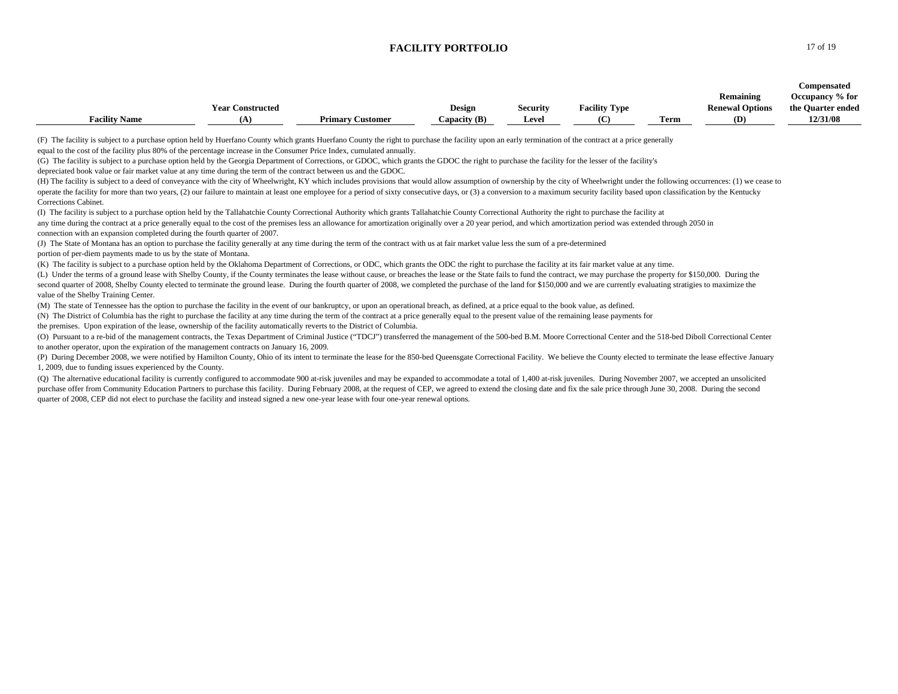# FACILITY PORTFOLIO

| Facility Name | Year Constructed (A) | Primary Customer | Design Capacity (B) | Security Level | Facility Type (C) | Term | Remaining Renewal Options (D) | Compensated Occupancy % for the Quarter ended 12/31/08 |
|---|---|---|---|---|---|---|---|---|

(F) The facility is subject to a purchase option held by Huerfano County which grants Huerfano County the right to purchase the facility upon an early termination of the contract at a price generally equal to the cost of the facility plus 80% of the percentage increase in the Consumer Price Index, cumulated annually.

(G) The facility is subject to a purchase option held by the Georgia Department of Corrections, or GDOC, which grants the GDOC the right to purchase the facility for the lesser of the facility's depreciated book value or fair market value at any time during the term of the contract between us and the GDOC.

(H) The facility is subject to a deed of conveyance with the city of Wheelwright, KY which includes provisions that would allow assumption of ownership by the city of Wheelwright under the following occurrences: (1) we cease to operate the facility for more than two years, (2) our failure to maintain at least one employee for a period of sixty consecutive days, or (3) a conversion to a maximum security facility based upon classification by the Kentucky Corrections Cabinet.

(I) The facility is subject to a purchase option held by the Tallahatchie County Correctional Authority which grants Tallahatchie County Correctional Authority the right to purchase the facility at any time during the contract at a price generally equal to the cost of the premises less an allowance for amortization originally over a 20 year period, and which amortization period was extended through 2050 in connection with an expansion completed during the fourth quarter of 2007.

(J) The State of Montana has an option to purchase the facility generally at any time during the term of the contract with us at fair market value less the sum of a pre-determined portion of per-diem payments made to us by the state of Montana.

(K) The facility is subject to a purchase option held by the Oklahoma Department of Corrections, or ODC, which grants the ODC the right to purchase the facility at its fair market value at any time.

(L) Under the terms of a ground lease with Shelby County, if the County terminates the lease without cause, or breaches the lease or the State fails to fund the contract, we may purchase the property for $150,000. During the second quarter of 2008, Shelby County elected to terminate the ground lease. During the fourth quarter of 2008, we completed the purchase of the land for $150,000 and we are currently evaluating stratigies to maximize the value of the Shelby Training Center.

(M) The state of Tennessee has the option to purchase the facility in the event of our bankruptcy, or upon an operational breach, as defined, at a price equal to the book value, as defined.

(N) The District of Columbia has the right to purchase the facility at any time during the term of the contract at a price generally equal to the present value of the remaining lease payments for the premises. Upon expiration of the lease, ownership of the facility automatically reverts to the District of Columbia.

(O) Pursuant to a re-bid of the management contracts, the Texas Department of Criminal Justice ("TDCJ") transferred the management of the 500-bed B.M. Moore Correctional Center and the 518-bed Diboll Correctional Center to another operator, upon the expiration of the management contracts on January 16, 2009.

(P) During December 2008, we were notified by Hamilton County, Ohio of its intent to terminate the lease for the 850-bed Queensgate Correctional Facility. We believe the County elected to terminate the lease effective January 1, 2009, due to funding issues experienced by the County.

(Q) The alternative educational facility is currently configured to accommodate 900 at-risk juveniles and may be expanded to accommodate a total of 1,400 at-risk juveniles. During November 2007, we accepted an unsolicited purchase offer from Community Education Partners to purchase this facility. During February 2008, at the request of CEP, we agreed to extend the closing date and fix the sale price through June 30, 2008. During the second quarter of 2008, CEP did not elect to purchase the facility and instead signed a new one-year lease with four one-year renewal options.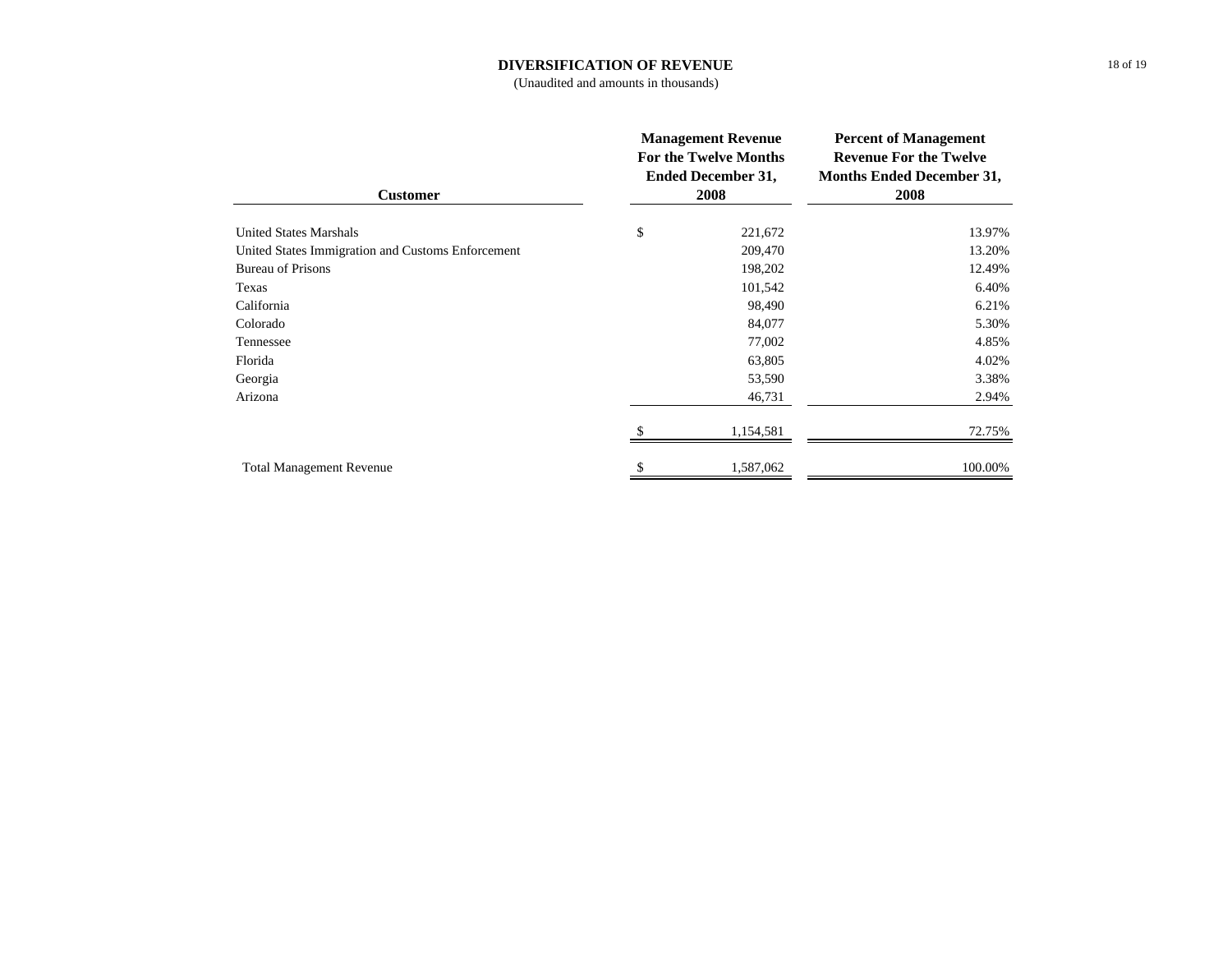# DIVERSIFICATION OF REVENUE

(Unaudited and amounts in thousands)

| Customer | Management Revenue For the Twelve Months Ended December 31, 2008 | Percent of Management Revenue For the Twelve Months Ended December 31, 2008 |
|---|---|---|
| United States Marshals | $ 221,672 | 13.97% |
| United States Immigration and Customs Enforcement | 209,470 | 13.20% |
| Bureau of Prisons | 198,202 | 12.49% |
| Texas | 101,542 | 6.40% |
| California | 98,490 | 6.21% |
| Colorado | 84,077 | 5.30% |
| Tennessee | 77,002 | 4.85% |
| Florida | 63,805 | 4.02% |
| Georgia | 53,590 | 3.38% |
| Arizona | 46,731 | 2.94% |
| | $ 1,154,581 | 72.75% |
| Total Management Revenue | $ 1,587,062 | 100.00% |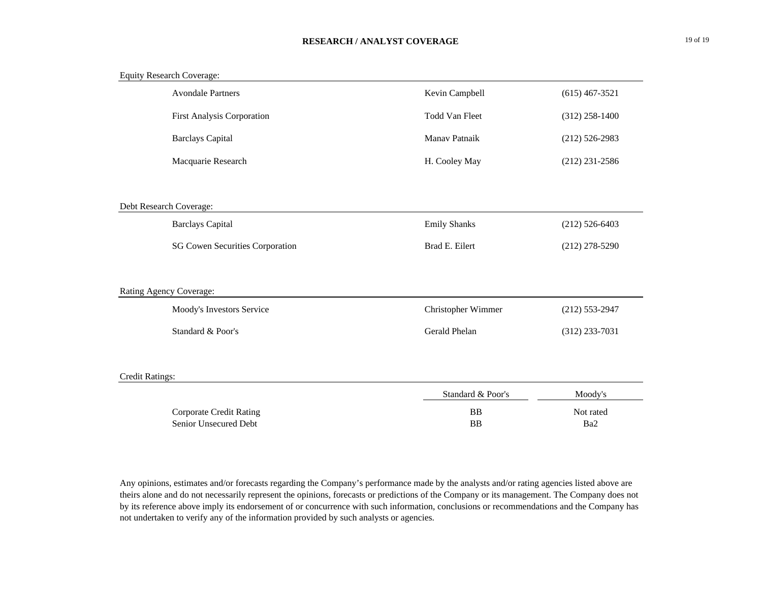# RESEARCH / ANALYST COVERAGE

## Equity Research Coverage:

| | | |
|---|---|---|
| Avondale Partners | Kevin Campbell | (615) 467-3521 |
| First Analysis Corporation | Todd Van Fleet | (312) 258-1400 |
| Barclays Capital | Manav Patnaik | (212) 526-2983 |
| Macquarie Research | H. Cooley May | (212) 231-2586 |

## Debt Research Coverage:

| | | |
|---|---|---|
| Barclays Capital | Emily Shanks | (212) 526-6403 |
| SG Cowen Securities Corporation | Brad E. Eilert | (212) 278-5290 |

## Rating Agency Coverage:

| | | |
|---|---|---|
| Moody's Investors Service | Christopher Wimmer | (212) 553-2947 |
| Standard & Poor's | Gerald Phelan | (312) 233-7031 |

## Credit Ratings:

| | Standard & Poor's | Moody's |
|---|---|---|
| Corporate Credit Rating | BB | Not rated |
| Senior Unsecured Debt | BB | Ba2 |

Any opinions, estimates and/or forecasts regarding the Company's performance made by the analysts and/or rating agencies listed above are theirs alone and do not necessarily represent the opinions, forecasts or predictions of the Company or its management. The Company does not by its reference above imply its endorsement of or concurrence with such information, conclusions or recommendations and the Company has not undertaken to verify any of the information provided by such analysts or agencies.